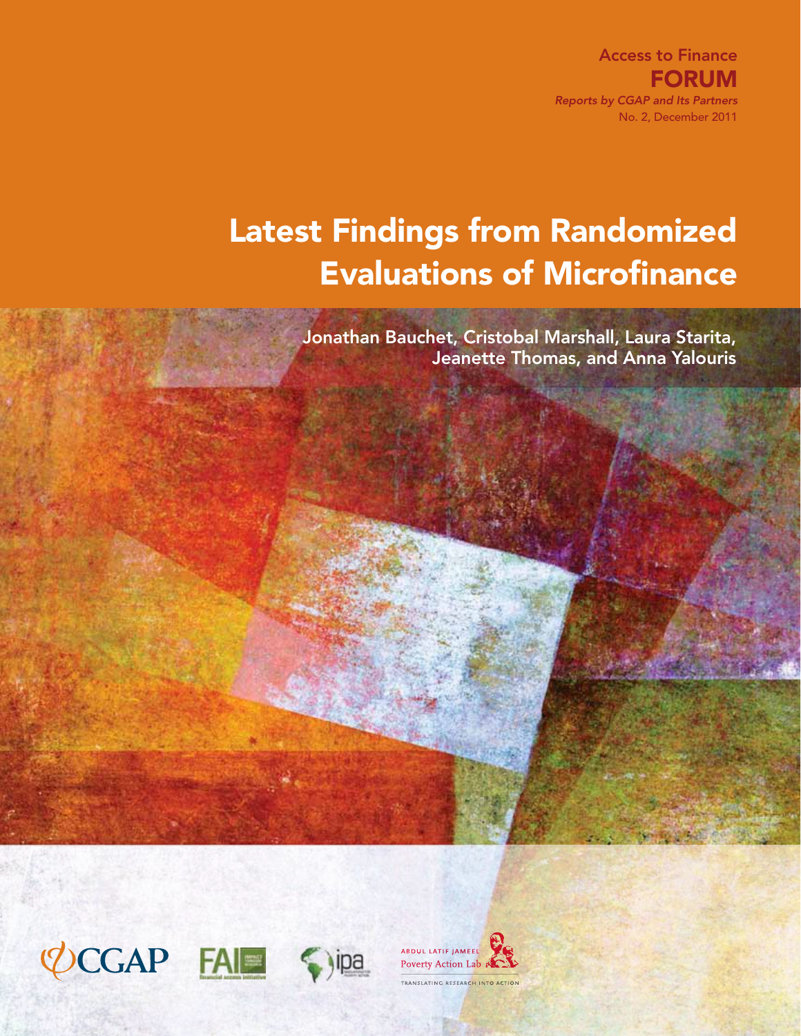Access to Finance

**FORUM**

*Reports by CGAP and Its Partners*

No. 2, December 2011

# Latest Findings from Randomized Evaluations of Microfinance

Jonathan Bauchet, Cristobal Marshall, Laura Starita, Jeanette Thomas, and Anna Yalouris

CGAP

FAI

ipa

ABDUL LATIF JAMEEL Poverty Action Lab

TRANSLATING RESEARCH INTO ACTION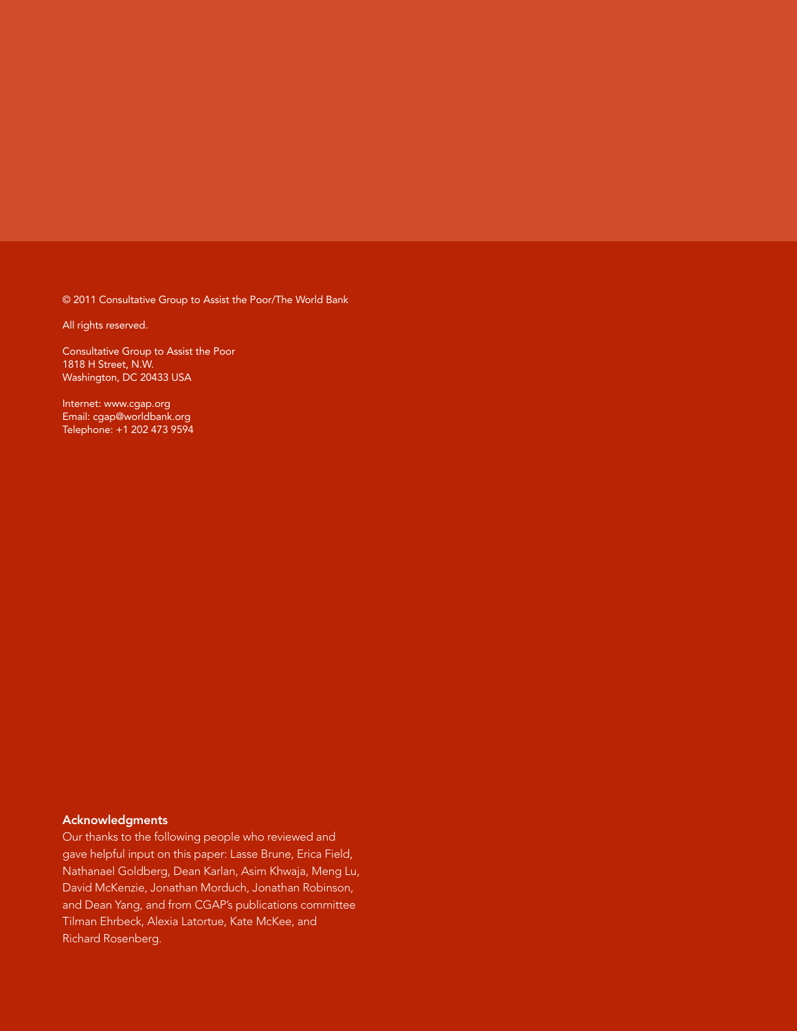© 2011 Consultative Group to Assist the Poor/The World Bank

All rights reserved.

Consultative Group to Assist the Poor
1818 H Street, N.W.
Washington, DC 20433 USA

Internet: www.cgap.org
Email: cgap@worldbank.org
Telephone: +1 202 473 9594

**Acknowledgments**

Our thanks to the following people who reviewed and gave helpful input on this paper: Lasse Brune, Erica Field, Nathanael Goldberg, Dean Karlan, Asim Khwaja, Meng Lu, David McKenzie, Jonathan Morduch, Jonathan Robinson, and Dean Yang, and from CGAP's publications committee Tilman Ehrbeck, Alexia Latortue, Kate McKee, and Richard Rosenberg.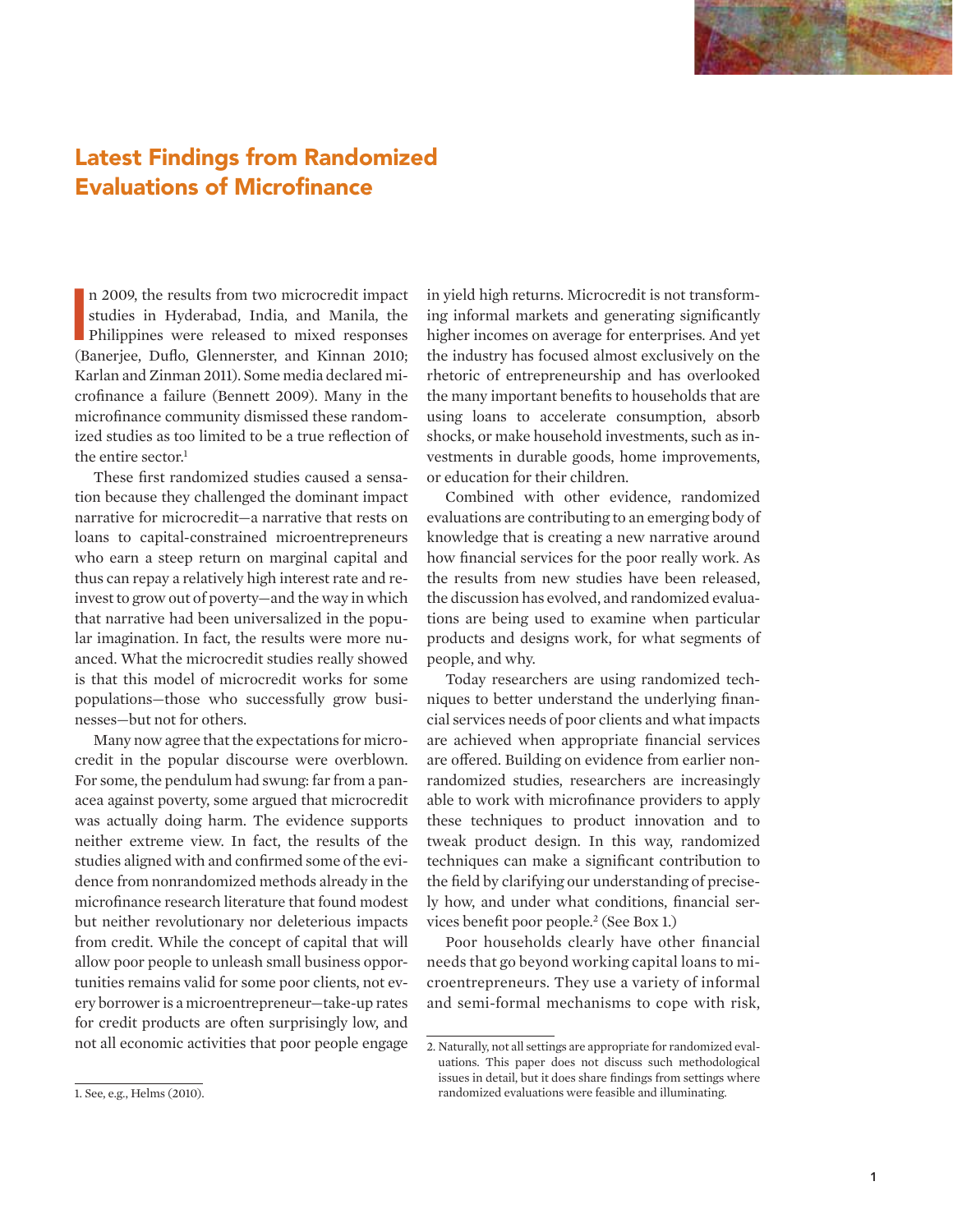# Latest Findings from Randomized Evaluations of Microfinance

In 2009, the results from two microcredit impact studies in Hyderabad, India, and Manila, the Philippines were released to mixed responses (Banerjee, Duflo, Glennerster, and Kinnan 2010; Karlan and Zinman 2011). Some media declared microfinance a failure (Bennett 2009). Many in the microfinance community dismissed these randomized studies as too limited to be a true reflection of the entire sector.[1]

These first randomized studies caused a sensation because they challenged the dominant impact narrative for microcredit—a narrative that rests on loans to capital-constrained microentrepreneurs who earn a steep return on marginal capital and thus can repay a relatively high interest rate and reinvest to grow out of poverty—and the way in which that narrative had been universalized in the popular imagination. In fact, the results were more nuanced. What the microcredit studies really showed is that this model of microcredit works for some populations—those who successfully grow businesses—but not for others.

Many now agree that the expectations for microcredit in the popular discourse were overblown. For some, the pendulum had swung: far from a panacea against poverty, some argued that microcredit was actually doing harm. The evidence supports neither extreme view. In fact, the results of the studies aligned with and confirmed some of the evidence from nonrandomized methods already in the microfinance research literature that found modest but neither revolutionary nor deleterious impacts from credit. While the concept of capital that will allow poor people to unleash small business opportunities remains valid for some poor clients, not every borrower is a microentrepreneur—take-up rates for credit products are often surprisingly low, and not all economic activities that poor people engage in yield high returns. Microcredit is not transforming informal markets and generating significantly higher incomes on average for enterprises. And yet the industry has focused almost exclusively on the rhetoric of entrepreneurship and has overlooked the many important benefits to households that are using loans to accelerate consumption, absorb shocks, or make household investments, such as investments in durable goods, home improvements, or education for their children.

Combined with other evidence, randomized evaluations are contributing to an emerging body of knowledge that is creating a new narrative around how financial services for the poor really work. As the results from new studies have been released, the discussion has evolved, and randomized evaluations are being used to examine when particular products and designs work, for what segments of people, and why.

Today researchers are using randomized techniques to better understand the underlying financial services needs of poor clients and what impacts are achieved when appropriate financial services are offered. Building on evidence from earlier nonrandomized studies, researchers are increasingly able to work with microfinance providers to apply these techniques to product innovation and to tweak product design. In this way, randomized techniques can make a significant contribution to the field by clarifying our understanding of precisely how, and under what conditions, financial services benefit poor people.[2] (See Box 1.)

Poor households clearly have other financial needs that go beyond working capital loans to microentrepreneurs. They use a variety of informal and semi-formal mechanisms to cope with risk,

---

1. See, e.g., Helms (2010).

2. Naturally, not all settings are appropriate for randomized evaluations. This paper does not discuss such methodological issues in detail, but it does share findings from settings where randomized evaluations were feasible and illuminating.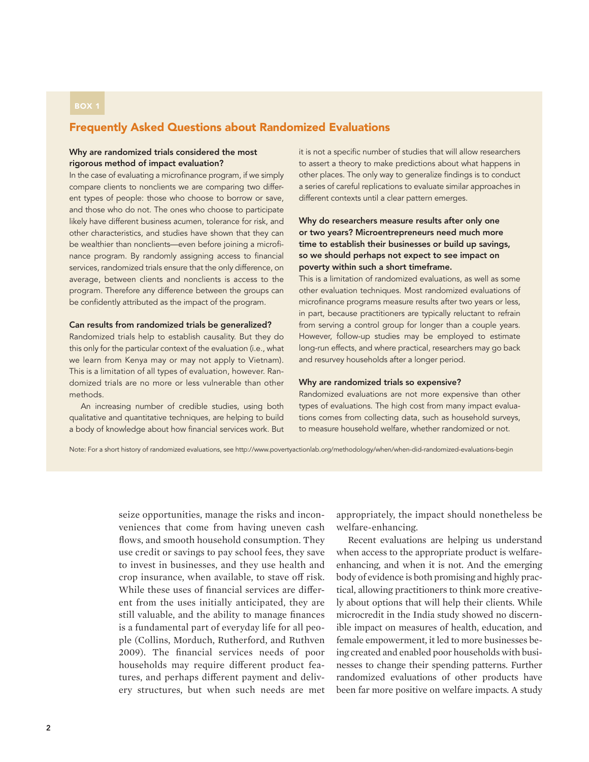BOX 1

## Frequently Asked Questions about Randomized Evaluations

**Why are randomized trials considered the most rigorous method of impact evaluation?**

In the case of evaluating a microfinance program, if we simply compare clients to nonclients we are comparing two different types of people: those who choose to borrow or save, and those who do not. The ones who choose to participate likely have different business acumen, tolerance for risk, and other characteristics, and studies have shown that they can be wealthier than nonclients—even before joining a microfinance program. By randomly assigning access to financial services, randomized trials ensure that the only difference, on average, between clients and nonclients is access to the program. Therefore any difference between the groups can be confidently attributed as the impact of the program.

**Can results from randomized trials be generalized?**

Randomized trials help to establish causality. But they do this only for the particular context of the evaluation (i.e., what we learn from Kenya may or may not apply to Vietnam). This is a limitation of all types of evaluation, however. Randomized trials are no more or less vulnerable than other methods.

An increasing number of credible studies, using both qualitative and quantitative techniques, are helping to build a body of knowledge about how financial services work. But it is not a specific number of studies that will allow researchers to assert a theory to make predictions about what happens in other places. The only way to generalize findings is to conduct a series of careful replications to evaluate similar approaches in different contexts until a clear pattern emerges.

**Why do researchers measure results after only one or two years? Microentrepreneurs need much more time to establish their businesses or build up savings, so we should perhaps not expect to see impact on poverty within such a short timeframe.**

This is a limitation of randomized evaluations, as well as some other evaluation techniques. Most randomized evaluations of microfinance programs measure results after two years or less, in part, because practitioners are typically reluctant to refrain from serving a control group for longer than a couple years. However, follow-up studies may be employed to estimate long-run effects, and where practical, researchers may go back and resurvey households after a longer period.

**Why are randomized trials so expensive?**

Randomized evaluations are not more expensive than other types of evaluations. The high cost from many impact evaluations comes from collecting data, such as household surveys, to measure household welfare, whether randomized or not.

Note: For a short history of randomized evaluations, see http://www.povertyactionlab.org/methodology/when/when-did-randomized-evaluations-begin

---

seize opportunities, manage the risks and inconveniences that come from having uneven cash flows, and smooth household consumption. They use credit or savings to pay school fees, they save to invest in businesses, and they use health and crop insurance, when available, to stave off risk. While these uses of financial services are different from the uses initially anticipated, they are still valuable, and the ability to manage finances is a fundamental part of everyday life for all people (Collins, Morduch, Rutherford, and Ruthven 2009). The financial services needs of poor households may require different product features, and perhaps different payment and delivery structures, but when such needs are met appropriately, the impact should nonetheless be welfare-enhancing.

Recent evaluations are helping us understand when access to the appropriate product is welfare-enhancing, and when it is not. And the emerging body of evidence is both promising and highly practical, allowing practitioners to think more creatively about options that will help their clients. While microcredit in the India study showed no discernible impact on measures of health, education, and female empowerment, it led to more businesses being created and enabled poor households with businesses to change their spending patterns. Further randomized evaluations of other products have been far more positive on welfare impacts. A study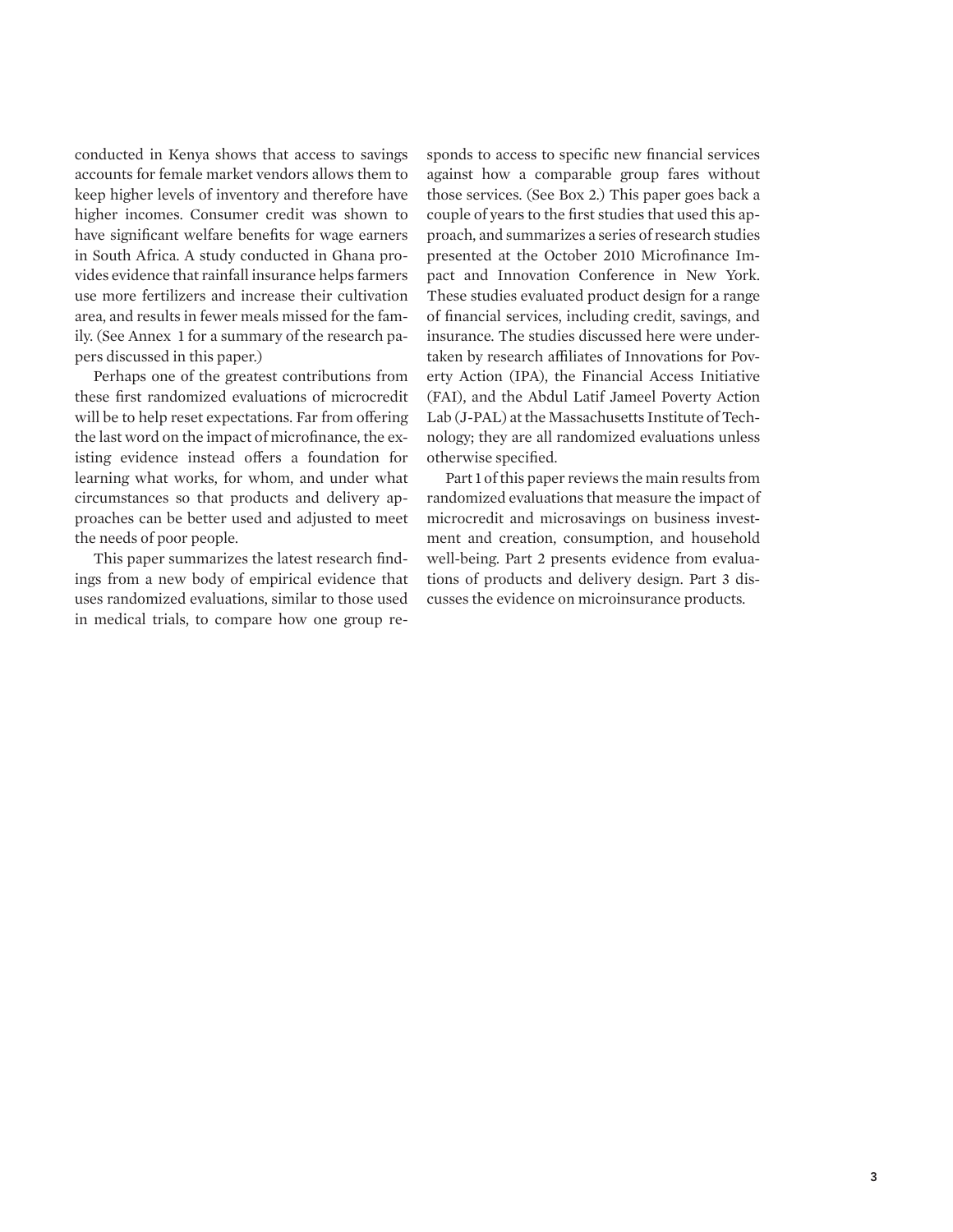conducted in Kenya shows that access to savings accounts for female market vendors allows them to keep higher levels of inventory and therefore have higher incomes. Consumer credit was shown to have significant welfare benefits for wage earners in South Africa. A study conducted in Ghana provides evidence that rainfall insurance helps farmers use more fertilizers and increase their cultivation area, and results in fewer meals missed for the family. (See Annex 1 for a summary of the research papers discussed in this paper.)

Perhaps one of the greatest contributions from these first randomized evaluations of microcredit will be to help reset expectations. Far from offering the last word on the impact of microfinance, the existing evidence instead offers a foundation for learning what works, for whom, and under what circumstances so that products and delivery approaches can be better used and adjusted to meet the needs of poor people.

This paper summarizes the latest research findings from a new body of empirical evidence that uses randomized evaluations, similar to those used in medical trials, to compare how one group responds to access to specific new financial services against how a comparable group fares without those services. (See Box 2.) This paper goes back a couple of years to the first studies that used this approach, and summarizes a series of research studies presented at the October 2010 Microfinance Impact and Innovation Conference in New York. These studies evaluated product design for a range of financial services, including credit, savings, and insurance. The studies discussed here were undertaken by research affiliates of Innovations for Poverty Action (IPA), the Financial Access Initiative (FAI), and the Abdul Latif Jameel Poverty Action Lab (J-PAL) at the Massachusetts Institute of Technology; they are all randomized evaluations unless otherwise specified.

Part 1 of this paper reviews the main results from randomized evaluations that measure the impact of microcredit and microsavings on business investment and creation, consumption, and household well-being. Part 2 presents evidence from evaluations of products and delivery design. Part 3 discusses the evidence on microinsurance products.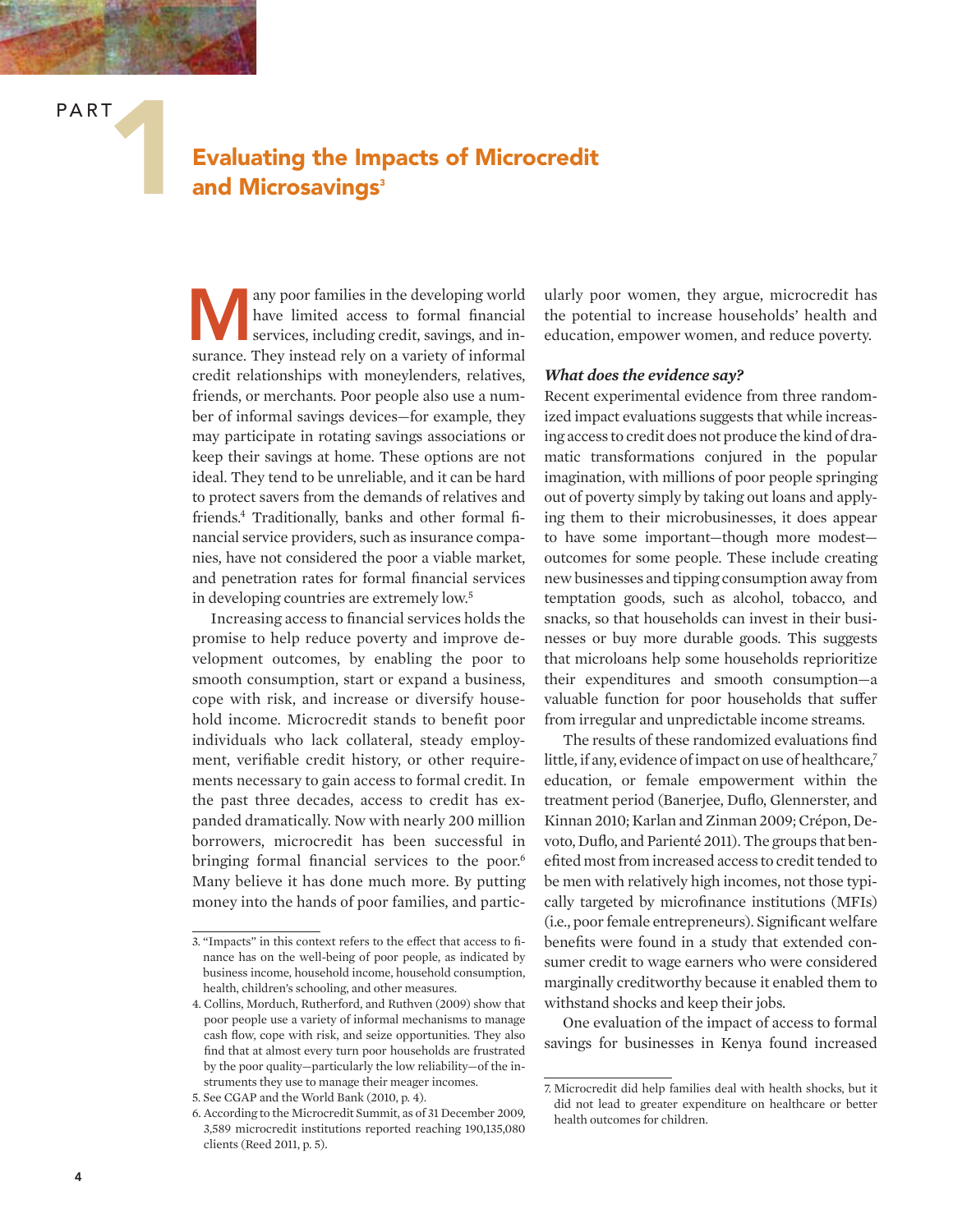# PART 1

## Evaluating the Impacts of Microcredit and Microsavings[3]

Many poor families in the developing world have limited access to formal financial services, including credit, savings, and insurance. They instead rely on a variety of informal credit relationships with moneylenders, relatives, friends, or merchants. Poor people also use a number of informal savings devices—for example, they may participate in rotating savings associations or keep their savings at home. These options are not ideal. They tend to be unreliable, and it can be hard to protect savers from the demands of relatives and friends.[4] Traditionally, banks and other formal financial service providers, such as insurance companies, have not considered the poor a viable market, and penetration rates for formal financial services in developing countries are extremely low.[5]

Increasing access to financial services holds the promise to help reduce poverty and improve development outcomes, by enabling the poor to smooth consumption, start or expand a business, cope with risk, and increase or diversify household income. Microcredit stands to benefit poor individuals who lack collateral, steady employment, verifiable credit history, or other requirements necessary to gain access to formal credit. In the past three decades, access to credit has expanded dramatically. Now with nearly 200 million borrowers, microcredit has been successful in bringing formal financial services to the poor.[6] Many believe it has done much more. By putting money into the hands of poor families, and particularly poor women, they argue, microcredit has the potential to increase households' health and education, empower women, and reduce poverty.

***What does the evidence say?***

Recent experimental evidence from three randomized impact evaluations suggests that while increasing access to credit does not produce the kind of dramatic transformations conjured in the popular imagination, with millions of poor people springing out of poverty simply by taking out loans and applying them to their microbusinesses, it does appear to have some important—though more modest—outcomes for some people. These include creating new businesses and tipping consumption away from temptation goods, such as alcohol, tobacco, and snacks, so that households can invest in their businesses or buy more durable goods. This suggests that microloans help some households reprioritize their expenditures and smooth consumption—a valuable function for poor households that suffer from irregular and unpredictable income streams.

The results of these randomized evaluations find little, if any, evidence of impact on use of healthcare,[7] education, or female empowerment within the treatment period (Banerjee, Duflo, Glennerster, and Kinnan 2010; Karlan and Zinman 2009; Crépon, Devoto, Duflo, and Parienté 2011). The groups that benefited most from increased access to credit tended to be men with relatively high incomes, not those typically targeted by microfinance institutions (MFIs) (i.e., poor female entrepreneurs). Significant welfare benefits were found in a study that extended consumer credit to wage earners who were considered marginally creditworthy because it enabled them to withstand shocks and keep their jobs.

One evaluation of the impact of access to formal savings for businesses in Kenya found increased

---

3. "Impacts" in this context refers to the effect that access to finance has on the well-being of poor people, as indicated by business income, household income, household consumption, health, children's schooling, and other measures.

4. Collins, Morduch, Rutherford, and Ruthven (2009) show that poor people use a variety of informal mechanisms to manage cash flow, cope with risk, and seize opportunities. They also find that at almost every turn poor households are frustrated by the poor quality—particularly the low reliability—of the instruments they use to manage their meager incomes.

5. See CGAP and the World Bank (2010, p. 4).

6. According to the Microcredit Summit, as of 31 December 2009, 3,589 microcredit institutions reported reaching 190,135,080 clients (Reed 2011, p. 5).

7. Microcredit did help families deal with health shocks, but it did not lead to greater expenditure on healthcare or better health outcomes for children.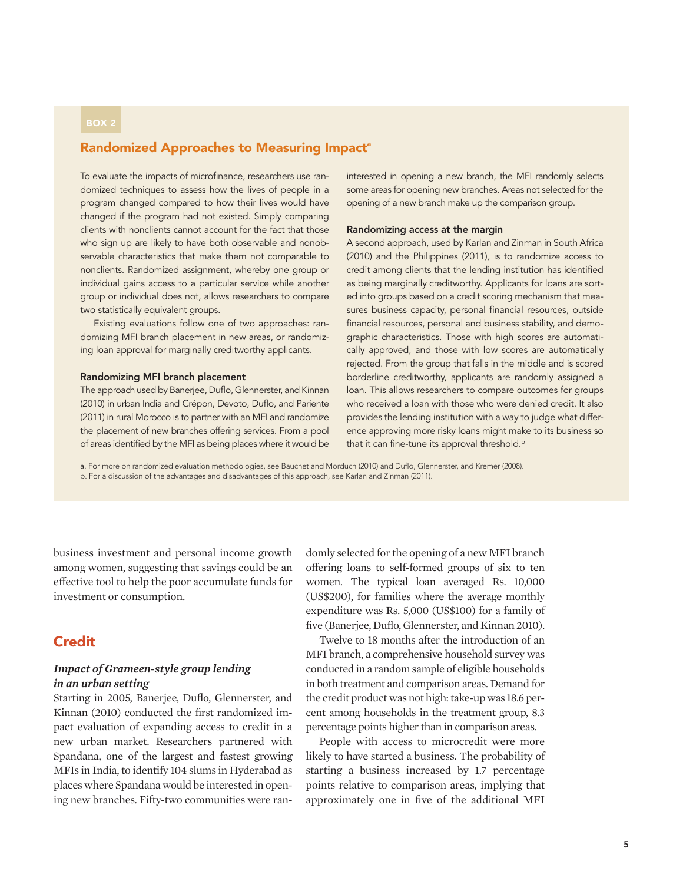BOX 2

## Randomized Approaches to Measuring Impact[a]

To evaluate the impacts of microfinance, researchers use randomized techniques to assess how the lives of people in a program changed compared to how their lives would have changed if the program had not existed. Simply comparing clients with nonclients cannot account for the fact that those who sign up are likely to have both observable and nonobservable characteristics that make them not comparable to nonclients. Randomized assignment, whereby one group or individual gains access to a particular service while another group or individual does not, allows researchers to compare two statistically equivalent groups.

Existing evaluations follow one of two approaches: randomizing MFI branch placement in new areas, or randomizing loan approval for marginally creditworthy applicants.

**Randomizing MFI branch placement**

The approach used by Banerjee, Duflo, Glennerster, and Kinnan (2010) in urban India and Crépon, Devoto, Duflo, and Pariente (2011) in rural Morocco is to partner with an MFI and randomize the placement of new branches offering services. From a pool of areas identified by the MFI as being places where it would be interested in opening a new branch, the MFI randomly selects some areas for opening new branches. Areas not selected for the opening of a new branch make up the comparison group.

**Randomizing access at the margin**

A second approach, used by Karlan and Zinman in South Africa (2010) and the Philippines (2011), is to randomize access to credit among clients that the lending institution has identified as being marginally creditworthy. Applicants for loans are sorted into groups based on a credit scoring mechanism that measures business capacity, personal financial resources, outside financial resources, personal and business stability, and demographic characteristics. Those with high scores are automatically approved, and those with low scores are automatically rejected. From the group that falls in the middle and is scored borderline creditworthy, applicants are randomly assigned a loan. This allows researchers to compare outcomes for groups who received a loan with those who were denied credit. It also provides the lending institution with a way to judge what difference approving more risky loans might make to its business so that it can fine-tune its approval threshold.[b]

a. For more on randomized evaluation methodologies, see Bauchet and Morduch (2010) and Duflo, Glennerster, and Kremer (2008).
b. For a discussion of the advantages and disadvantages of this approach, see Karlan and Zinman (2011).

business investment and personal income growth among women, suggesting that savings could be an effective tool to help the poor accumulate funds for investment or consumption.

## Credit

### *Impact of Grameen-style group lending in an urban setting*

Starting in 2005, Banerjee, Duflo, Glennerster, and Kinnan (2010) conducted the first randomized impact evaluation of expanding access to credit in a new urban market. Researchers partnered with Spandana, one of the largest and fastest growing MFIs in India, to identify 104 slums in Hyderabad as places where Spandana would be interested in opening new branches. Fifty-two communities were randomly selected for the opening of a new MFI branch offering loans to self-formed groups of six to ten women. The typical loan averaged Rs. 10,000 (US$200), for families where the average monthly expenditure was Rs. 5,000 (US$100) for a family of five (Banerjee, Duflo, Glennerster, and Kinnan 2010).

Twelve to 18 months after the introduction of an MFI branch, a comprehensive household survey was conducted in a random sample of eligible households in both treatment and comparison areas. Demand for the credit product was not high: take-up was 18.6 percent among households in the treatment group, 8.3 percentage points higher than in comparison areas.

People with access to microcredit were more likely to have started a business. The probability of starting a business increased by 1.7 percentage points relative to comparison areas, implying that approximately one in five of the additional MFI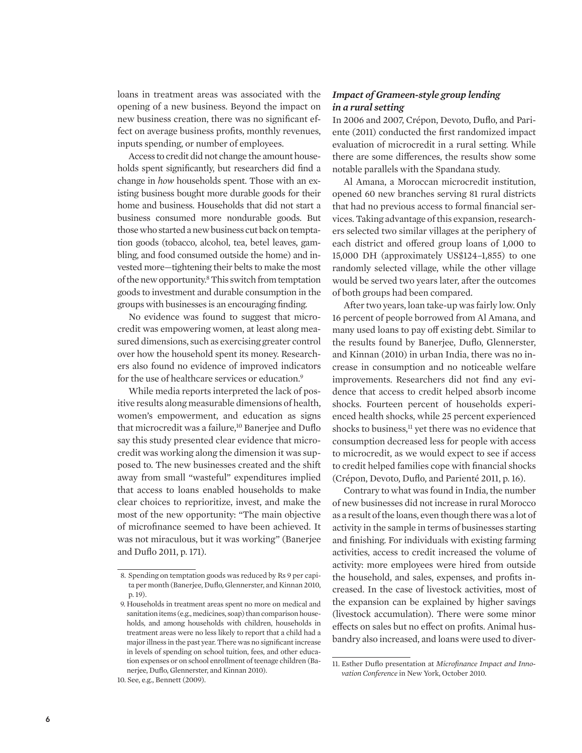loans in treatment areas was associated with the opening of a new business. Beyond the impact on new business creation, there was no significant effect on average business profits, monthly revenues, inputs spending, or number of employees.

Access to credit did not change the amount households spent significantly, but researchers did find a change in *how* households spent. Those with an existing business bought more durable goods for their home and business. Households that did not start a business consumed more nondurable goods. But those who started a new business cut back on temptation goods (tobacco, alcohol, tea, betel leaves, gambling, and food consumed outside the home) and invested more—tightening their belts to make the most of the new opportunity.[8] This switch from temptation goods to investment and durable consumption in the groups with businesses is an encouraging finding.

No evidence was found to suggest that microcredit was empowering women, at least along measured dimensions, such as exercising greater control over how the household spent its money. Researchers also found no evidence of improved indicators for the use of healthcare services or education.[9]

While media reports interpreted the lack of positive results along measurable dimensions of health, women's empowerment, and education as signs that microcredit was a failure,[10] Banerjee and Duflo say this study presented clear evidence that microcredit was working along the dimension it was supposed to. The new businesses created and the shift away from small "wasteful" expenditures implied that access to loans enabled households to make clear choices to reprioritize, invest, and make the most of the new opportunity: "The main objective of microfinance seemed to have been achieved. It was not miraculous, but it was working" (Banerjee and Duflo 2011, p. 171).

### *Impact of Grameen-style group lending in a rural setting*

In 2006 and 2007, Crépon, Devoto, Duflo, and Pariente (2011) conducted the first randomized impact evaluation of microcredit in a rural setting. While there are some differences, the results show some notable parallels with the Spandana study.

Al Amana, a Moroccan microcredit institution, opened 60 new branches serving 81 rural districts that had no previous access to formal financial services. Taking advantage of this expansion, researchers selected two similar villages at the periphery of each district and offered group loans of 1,000 to 15,000 DH (approximately US$124–1,855) to one randomly selected village, while the other village would be served two years later, after the outcomes of both groups had been compared.

After two years, loan take-up was fairly low. Only 16 percent of people borrowed from Al Amana, and many used loans to pay off existing debt. Similar to the results found by Banerjee, Duflo, Glennerster, and Kinnan (2010) in urban India, there was no increase in consumption and no noticeable welfare improvements. Researchers did not find any evidence that access to credit helped absorb income shocks. Fourteen percent of households experienced health shocks, while 25 percent experienced shocks to business,[11] yet there was no evidence that consumption decreased less for people with access to microcredit, as we would expect to see if access to credit helped families cope with financial shocks (Crépon, Devoto, Duflo, and Parienté 2011, p. 16).

Contrary to what was found in India, the number of new businesses did not increase in rural Morocco as a result of the loans, even though there was a lot of activity in the sample in terms of businesses starting and finishing. For individuals with existing farming activities, access to credit increased the volume of activity: more employees were hired from outside the household, and sales, expenses, and profits increased. In the case of livestock activities, most of the expansion can be explained by higher savings (livestock accumulation). There were some minor effects on sales but no effect on profits. Animal husbandry also increased, and loans were used to diver-

---

8. Spending on temptation goods was reduced by Rs 9 per capita per month (Banerjee, Duflo, Glennerster, and Kinnan 2010, p. 19).

9. Households in treatment areas spent no more on medical and sanitation items (e.g., medicines, soap) than comparison households, and among households with children, households in treatment areas were no less likely to report that a child had a major illness in the past year. There was no significant increase in levels of spending on school tuition, fees, and other education expenses or on school enrollment of teenage children (Banerjee, Duflo, Glennerster, and Kinnan 2010).

10. See, e.g., Bennett (2009).

11. Esther Duflo presentation at *Microfinance Impact and Innovation Conference* in New York, October 2010.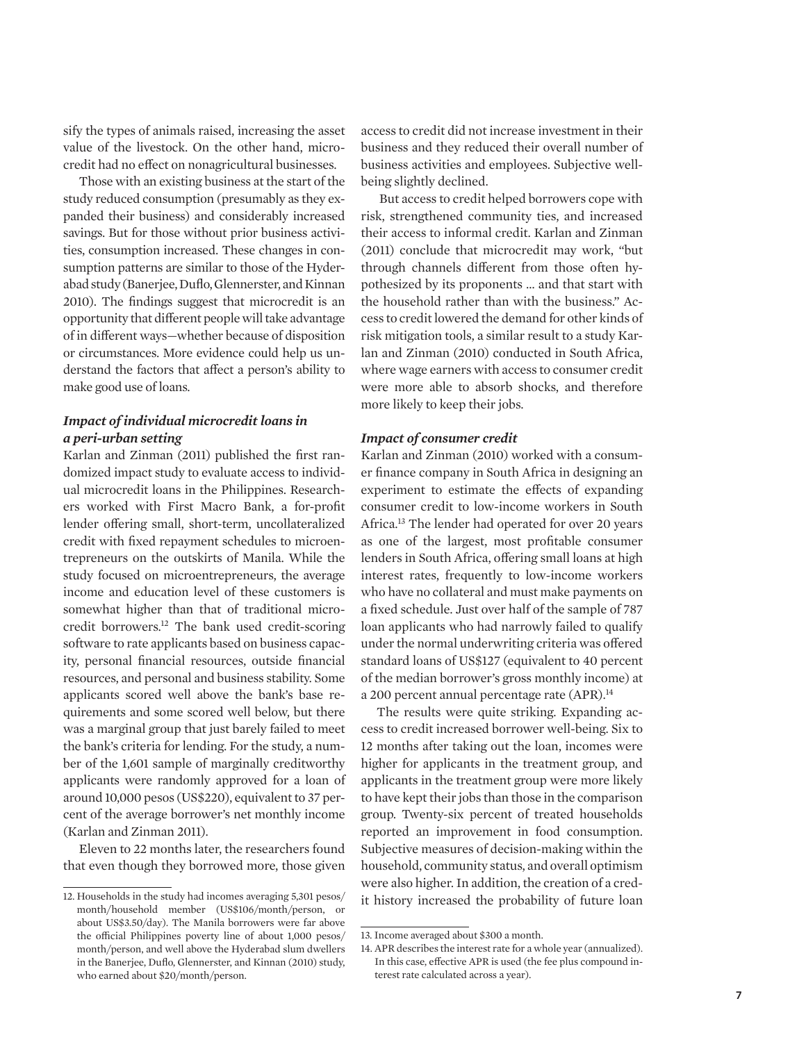sify the types of animals raised, increasing the asset value of the livestock. On the other hand, microcredit had no effect on nonagricultural businesses.

Those with an existing business at the start of the study reduced consumption (presumably as they expanded their business) and considerably increased savings. But for those without prior business activities, consumption increased. These changes in consumption patterns are similar to those of the Hyderabad study (Banerjee, Duflo, Glennerster, and Kinnan 2010). The findings suggest that microcredit is an opportunity that different people will take advantage of in different ways—whether because of disposition or circumstances. More evidence could help us understand the factors that affect a person's ability to make good use of loans.

### *Impact of individual microcredit loans in a peri-urban setting*

Karlan and Zinman (2011) published the first randomized impact study to evaluate access to individual microcredit loans in the Philippines. Researchers worked with First Macro Bank, a for-profit lender offering small, short-term, uncollateralized credit with fixed repayment schedules to microentrepreneurs on the outskirts of Manila. While the study focused on microentrepreneurs, the average income and education level of these customers is somewhat higher than that of traditional microcredit borrowers.[12] The bank used credit-scoring software to rate applicants based on business capacity, personal financial resources, outside financial resources, and personal and business stability. Some applicants scored well above the bank's base requirements and some scored well below, but there was a marginal group that just barely failed to meet the bank's criteria for lending. For the study, a number of the 1,601 sample of marginally creditworthy applicants were randomly approved for a loan of around 10,000 pesos (US$220), equivalent to 37 percent of the average borrower's net monthly income (Karlan and Zinman 2011).

Eleven to 22 months later, the researchers found that even though they borrowed more, those given access to credit did not increase investment in their business and they reduced their overall number of business activities and employees. Subjective well-being slightly declined.

But access to credit helped borrowers cope with risk, strengthened community ties, and increased their access to informal credit. Karlan and Zinman (2011) conclude that microcredit may work, "but through channels different from those often hypothesized by its proponents … and that start with the household rather than with the business." Access to credit lowered the demand for other kinds of risk mitigation tools, a similar result to a study Karlan and Zinman (2010) conducted in South Africa, where wage earners with access to consumer credit were more able to absorb shocks, and therefore more likely to keep their jobs.

### *Impact of consumer credit*

Karlan and Zinman (2010) worked with a consumer finance company in South Africa in designing an experiment to estimate the effects of expanding consumer credit to low-income workers in South Africa.[13] The lender had operated for over 20 years as one of the largest, most profitable consumer lenders in South Africa, offering small loans at high interest rates, frequently to low-income workers who have no collateral and must make payments on a fixed schedule. Just over half of the sample of 787 loan applicants who had narrowly failed to qualify under the normal underwriting criteria was offered standard loans of US$127 (equivalent to 40 percent of the median borrower's gross monthly income) at a 200 percent annual percentage rate (APR).[14]

The results were quite striking. Expanding access to credit increased borrower well-being. Six to 12 months after taking out the loan, incomes were higher for applicants in the treatment group, and applicants in the treatment group were more likely to have kept their jobs than those in the comparison group. Twenty-six percent of treated households reported an improvement in food consumption. Subjective measures of decision-making within the household, community status, and overall optimism were also higher. In addition, the creation of a credit history increased the probability of future loan

---

12. Households in the study had incomes averaging 5,301 pesos/month/household member (US$106/month/person, or about US$3.50/day). The Manila borrowers were far above the official Philippines poverty line of about 1,000 pesos/month/person, and well above the Hyderabad slum dwellers in the Banerjee, Duflo, Glennerster, and Kinnan (2010) study, who earned about $20/month/person.

13. Income averaged about $300 a month.

14. APR describes the interest rate for a whole year (annualized). In this case, effective APR is used (the fee plus compound interest rate calculated across a year).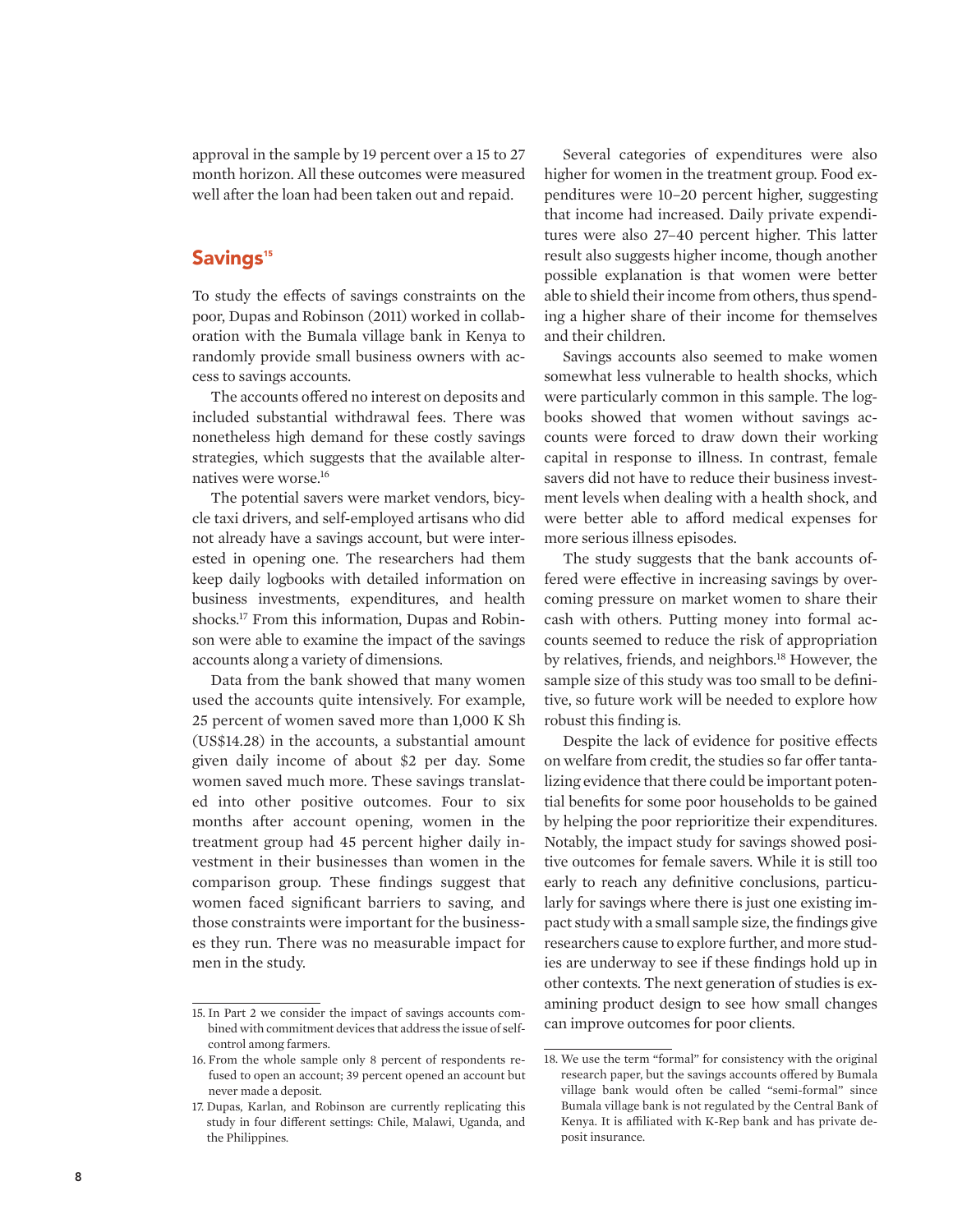approval in the sample by 19 percent over a 15 to 27 month horizon. All these outcomes were measured well after the loan had been taken out and repaid.

## Savings[15]

To study the effects of savings constraints on the poor, Dupas and Robinson (2011) worked in collaboration with the Bumala village bank in Kenya to randomly provide small business owners with access to savings accounts.

The accounts offered no interest on deposits and included substantial withdrawal fees. There was nonetheless high demand for these costly savings strategies, which suggests that the available alternatives were worse.[16]

The potential savers were market vendors, bicycle taxi drivers, and self-employed artisans who did not already have a savings account, but were interested in opening one. The researchers had them keep daily logbooks with detailed information on business investments, expenditures, and health shocks.[17] From this information, Dupas and Robinson were able to examine the impact of the savings accounts along a variety of dimensions.

Data from the bank showed that many women used the accounts quite intensively. For example, 25 percent of women saved more than 1,000 K Sh (US$14.28) in the accounts, a substantial amount given daily income of about $2 per day. Some women saved much more. These savings translated into other positive outcomes. Four to six months after account opening, women in the treatment group had 45 percent higher daily investment in their businesses than women in the comparison group. These findings suggest that women faced significant barriers to saving, and those constraints were important for the businesses they run. There was no measurable impact for men in the study.

Several categories of expenditures were also higher for women in the treatment group. Food expenditures were 10–20 percent higher, suggesting that income had increased. Daily private expenditures were also 27–40 percent higher. This latter result also suggests higher income, though another possible explanation is that women were better able to shield their income from others, thus spending a higher share of their income for themselves and their children.

Savings accounts also seemed to make women somewhat less vulnerable to health shocks, which were particularly common in this sample. The logbooks showed that women without savings accounts were forced to draw down their working capital in response to illness. In contrast, female savers did not have to reduce their business investment levels when dealing with a health shock, and were better able to afford medical expenses for more serious illness episodes.

The study suggests that the bank accounts offered were effective in increasing savings by overcoming pressure on market women to share their cash with others. Putting money into formal accounts seemed to reduce the risk of appropriation by relatives, friends, and neighbors.[18] However, the sample size of this study was too small to be definitive, so future work will be needed to explore how robust this finding is.

Despite the lack of evidence for positive effects on welfare from credit, the studies so far offer tantalizing evidence that there could be important potential benefits for some poor households to be gained by helping the poor reprioritize their expenditures. Notably, the impact study for savings showed positive outcomes for female savers. While it is still too early to reach any definitive conclusions, particularly for savings where there is just one existing impact study with a small sample size, the findings give researchers cause to explore further, and more studies are underway to see if these findings hold up in other contexts. The next generation of studies is examining product design to see how small changes can improve outcomes for poor clients.

---

15. In Part 2 we consider the impact of savings accounts combined with commitment devices that address the issue of self-control among farmers.

16. From the whole sample only 8 percent of respondents refused to open an account; 39 percent opened an account but never made a deposit.

17. Dupas, Karlan, and Robinson are currently replicating this study in four different settings: Chile, Malawi, Uganda, and the Philippines.

18. We use the term "formal" for consistency with the original research paper, but the savings accounts offered by Bumala village bank would often be called "semi-formal" since Bumala village bank is not regulated by the Central Bank of Kenya. It is affiliated with K-Rep bank and has private deposit insurance.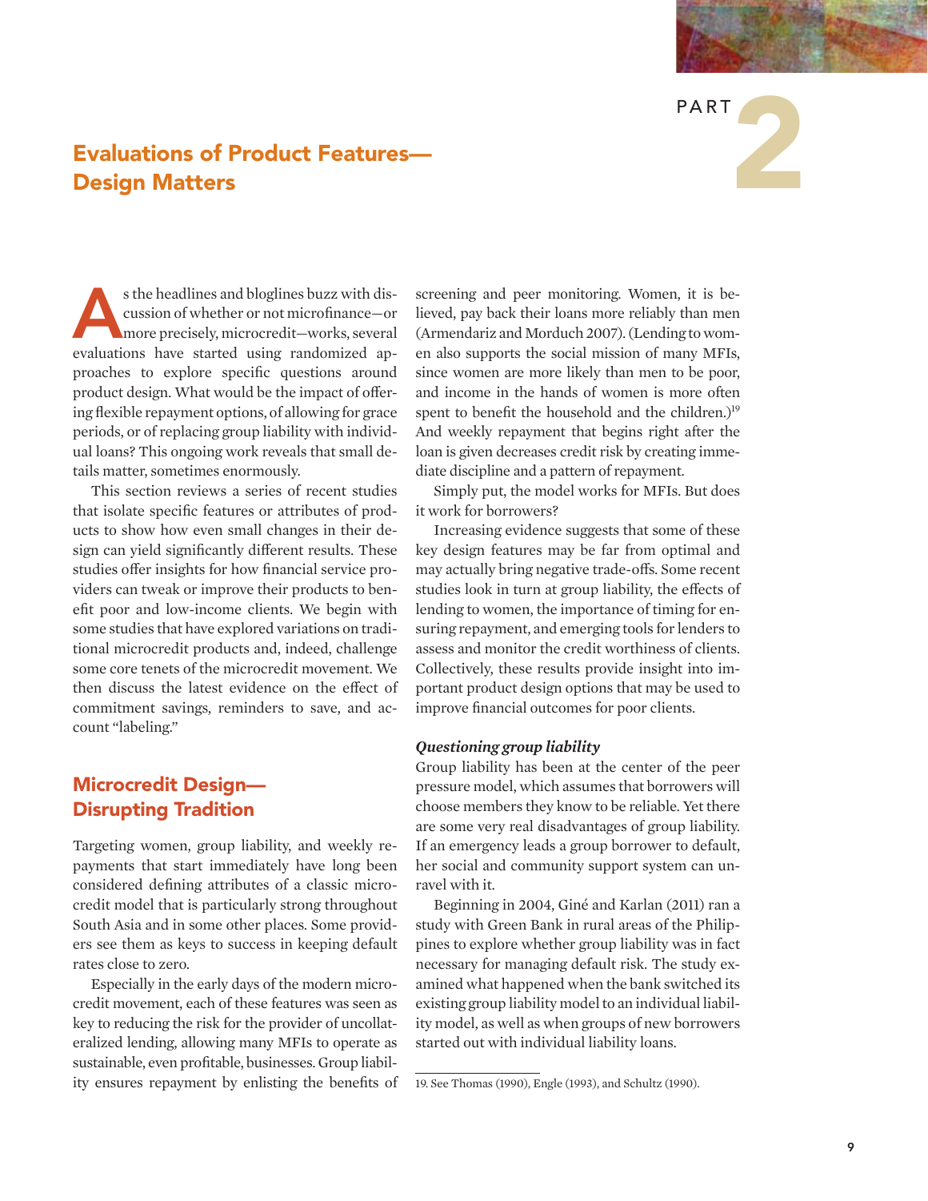# PART 2

# Evaluations of Product Features—Design Matters

As the headlines and bloglines buzz with discussion of whether or not microfinance—or more precisely, microcredit—works, several evaluations have started using randomized approaches to explore specific questions around product design. What would be the impact of offering flexible repayment options, of allowing for grace periods, or of replacing group liability with individual loans? This ongoing work reveals that small details matter, sometimes enormously.

This section reviews a series of recent studies that isolate specific features or attributes of products to show how even small changes in their design can yield significantly different results. These studies offer insights for how financial service providers can tweak or improve their products to benefit poor and low-income clients. We begin with some studies that have explored variations on traditional microcredit products and, indeed, challenge some core tenets of the microcredit movement. We then discuss the latest evidence on the effect of commitment savings, reminders to save, and account "labeling."

## Microcredit Design—Disrupting Tradition

Targeting women, group liability, and weekly repayments that start immediately have long been considered defining attributes of a classic microcredit model that is particularly strong throughout South Asia and in some other places. Some providers see them as keys to success in keeping default rates close to zero.

Especially in the early days of the modern microcredit movement, each of these features was seen as key to reducing the risk for the provider of uncollateralized lending, allowing many MFIs to operate as sustainable, even profitable, businesses. Group liability ensures repayment by enlisting the benefits of screening and peer monitoring. Women, it is believed, pay back their loans more reliably than men (Armendariz and Morduch 2007). (Lending to women also supports the social mission of many MFIs, since women are more likely than men to be poor, and income in the hands of women is more often spent to benefit the household and the children.)[19] And weekly repayment that begins right after the loan is given decreases credit risk by creating immediate discipline and a pattern of repayment.

Simply put, the model works for MFIs. But does it work for borrowers?

Increasing evidence suggests that some of these key design features may be far from optimal and may actually bring negative trade-offs. Some recent studies look in turn at group liability, the effects of lending to women, the importance of timing for ensuring repayment, and emerging tools for lenders to assess and monitor the credit worthiness of clients. Collectively, these results provide insight into important product design options that may be used to improve financial outcomes for poor clients.

### *Questioning group liability*

Group liability has been at the center of the peer pressure model, which assumes that borrowers will choose members they know to be reliable. Yet there are some very real disadvantages of group liability. If an emergency leads a group borrower to default, her social and community support system can unravel with it.

Beginning in 2004, Giné and Karlan (2011) ran a study with Green Bank in rural areas of the Philippines to explore whether group liability was in fact necessary for managing default risk. The study examined what happened when the bank switched its existing group liability model to an individual liability model, as well as when groups of new borrowers started out with individual liability loans.

---

19. See Thomas (1990), Engle (1993), and Schultz (1990).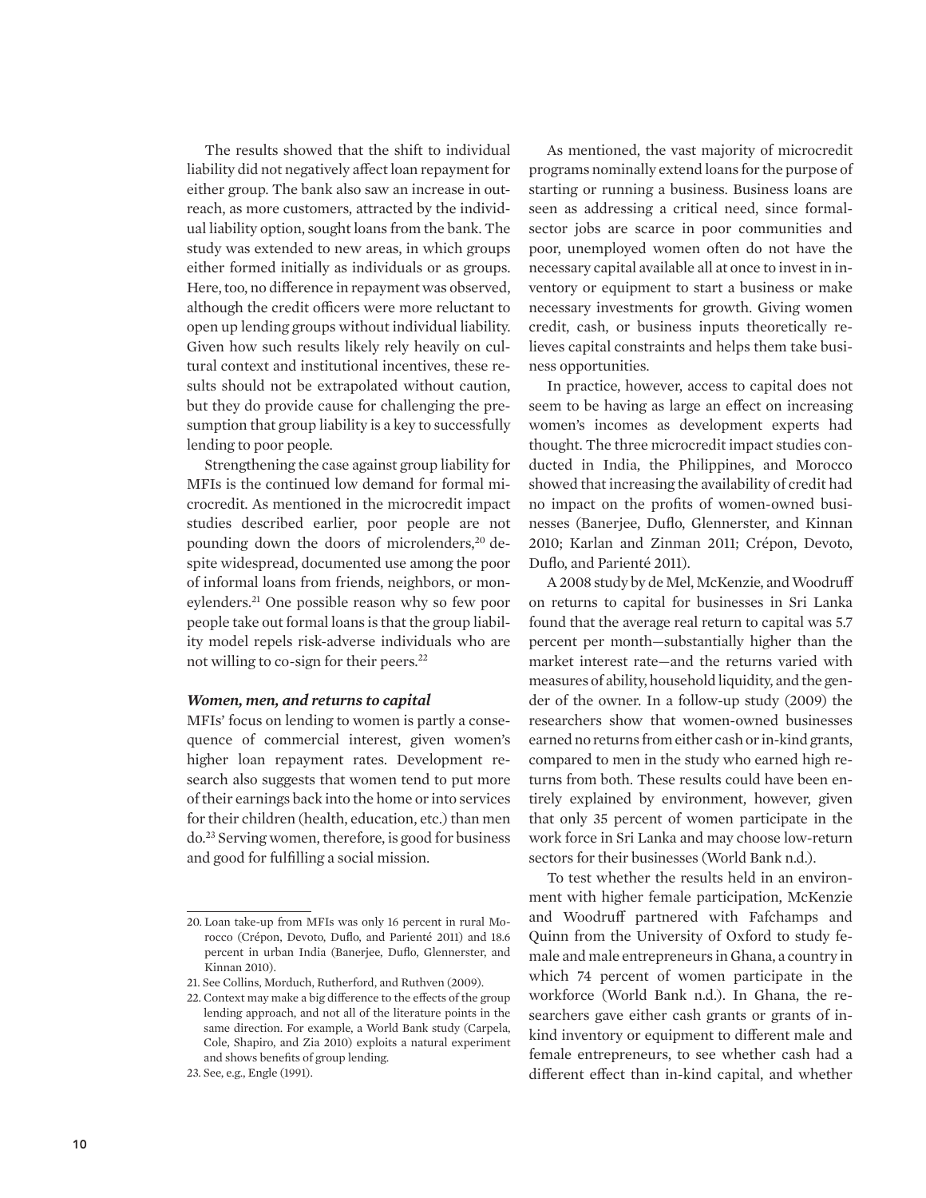The results showed that the shift to individual liability did not negatively affect loan repayment for either group. The bank also saw an increase in outreach, as more customers, attracted by the individual liability option, sought loans from the bank. The study was extended to new areas, in which groups either formed initially as individuals or as groups. Here, too, no difference in repayment was observed, although the credit officers were more reluctant to open up lending groups without individual liability. Given how such results likely rely heavily on cultural context and institutional incentives, these results should not be extrapolated without caution, but they do provide cause for challenging the presumption that group liability is a key to successfully lending to poor people.

Strengthening the case against group liability for MFIs is the continued low demand for formal microcredit. As mentioned in the microcredit impact studies described earlier, poor people are not pounding down the doors of microlenders,[20] despite widespread, documented use among the poor of informal loans from friends, neighbors, or moneylenders.[21] One possible reason why so few poor people take out formal loans is that the group liability model repels risk-adverse individuals who are not willing to co-sign for their peers.[22]

### *Women, men, and returns to capital*

MFIs' focus on lending to women is partly a consequence of commercial interest, given women's higher loan repayment rates. Development research also suggests that women tend to put more of their earnings back into the home or into services for their children (health, education, etc.) than men do.[23] Serving women, therefore, is good for business and good for fulfilling a social mission.

As mentioned, the vast majority of microcredit programs nominally extend loans for the purpose of starting or running a business. Business loans are seen as addressing a critical need, since formal-sector jobs are scarce in poor communities and poor, unemployed women often do not have the necessary capital available all at once to invest in inventory or equipment to start a business or make necessary investments for growth. Giving women credit, cash, or business inputs theoretically relieves capital constraints and helps them take business opportunities.

In practice, however, access to capital does not seem to be having as large an effect on increasing women's incomes as development experts had thought. The three microcredit impact studies conducted in India, the Philippines, and Morocco showed that increasing the availability of credit had no impact on the profits of women-owned businesses (Banerjee, Duflo, Glennerster, and Kinnan 2010; Karlan and Zinman 2011; Crépon, Devoto, Duflo, and Parienté 2011).

A 2008 study by de Mel, McKenzie, and Woodruff on returns to capital for businesses in Sri Lanka found that the average real return to capital was 5.7 percent per month—substantially higher than the market interest rate—and the returns varied with measures of ability, household liquidity, and the gender of the owner. In a follow-up study (2009) the researchers show that women-owned businesses earned no returns from either cash or in-kind grants, compared to men in the study who earned high returns from both. These results could have been entirely explained by environment, however, given that only 35 percent of women participate in the work force in Sri Lanka and may choose low-return sectors for their businesses (World Bank n.d.).

To test whether the results held in an environment with higher female participation, McKenzie and Woodruff partnered with Fafchamps and Quinn from the University of Oxford to study female and male entrepreneurs in Ghana, a country in which 74 percent of women participate in the workforce (World Bank n.d.). In Ghana, the researchers gave either cash grants or grants of in-kind inventory or equipment to different male and female entrepreneurs, to see whether cash had a different effect than in-kind capital, and whether

---

20. Loan take-up from MFIs was only 16 percent in rural Morocco (Crépon, Devoto, Duflo, and Parienté 2011) and 18.6 percent in urban India (Banerjee, Duflo, Glennerster, and Kinnan 2010).

21. See Collins, Morduch, Rutherford, and Ruthven (2009).

22. Context may make a big difference to the effects of the group lending approach, and not all of the literature points in the same direction. For example, a World Bank study (Carpela, Cole, Shapiro, and Zia 2010) exploits a natural experiment and shows benefits of group lending.

23. See, e.g., Engle (1991).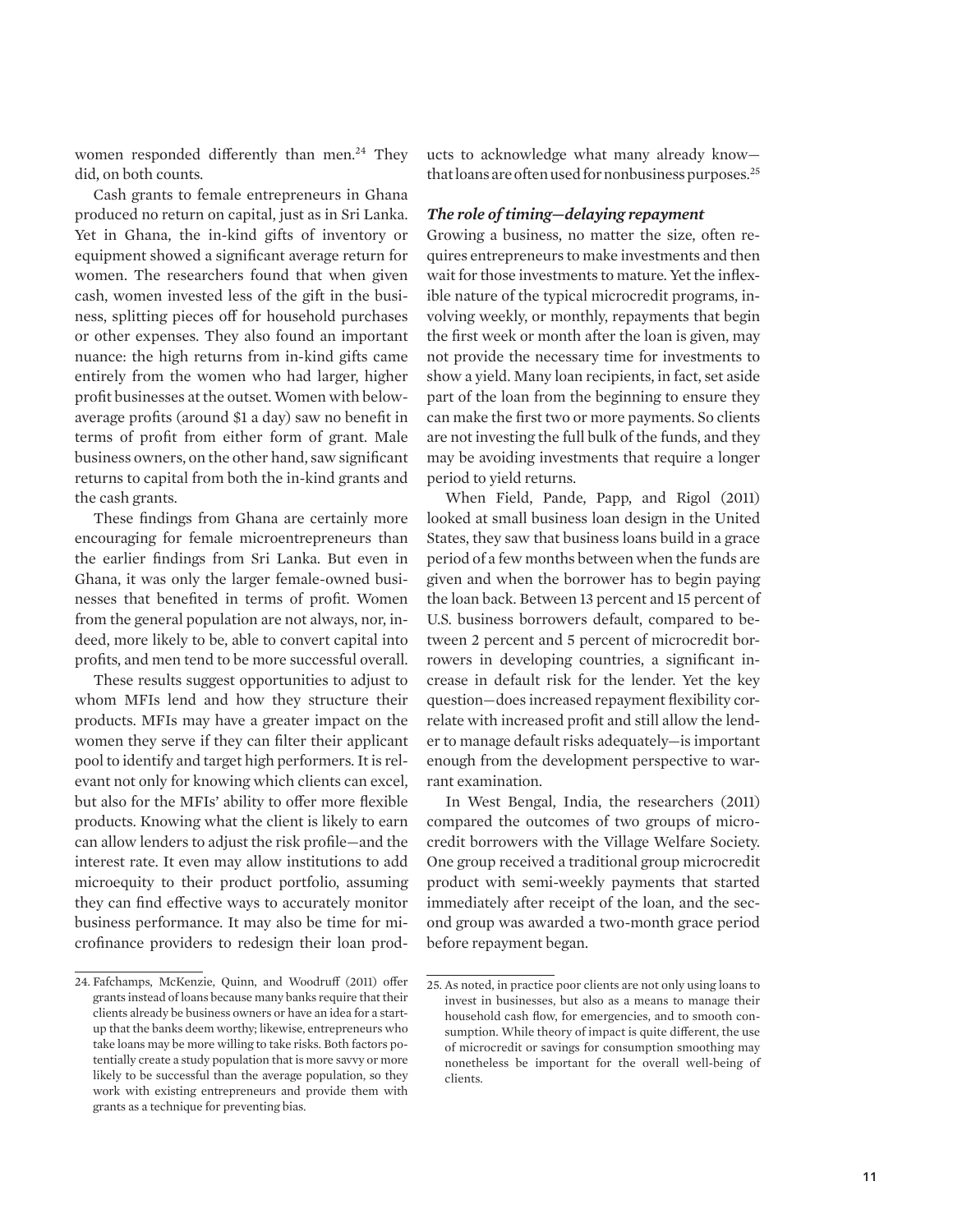women responded differently than men.[24] They did, on both counts.

Cash grants to female entrepreneurs in Ghana produced no return on capital, just as in Sri Lanka. Yet in Ghana, the in-kind gifts of inventory or equipment showed a significant average return for women. The researchers found that when given cash, women invested less of the gift in the business, splitting pieces off for household purchases or other expenses. They also found an important nuance: the high returns from in-kind gifts came entirely from the women who had larger, higher profit businesses at the outset. Women with below-average profits (around $1 a day) saw no benefit in terms of profit from either form of grant. Male business owners, on the other hand, saw significant returns to capital from both the in-kind grants and the cash grants.

These findings from Ghana are certainly more encouraging for female microentrepreneurs than the earlier findings from Sri Lanka. But even in Ghana, it was only the larger female-owned businesses that benefited in terms of profit. Women from the general population are not always, nor, indeed, more likely to be, able to convert capital into profits, and men tend to be more successful overall.

These results suggest opportunities to adjust to whom MFIs lend and how they structure their products. MFIs may have a greater impact on the women they serve if they can filter their applicant pool to identify and target high performers. It is relevant not only for knowing which clients can excel, but also for the MFIs' ability to offer more flexible products. Knowing what the client is likely to earn can allow lenders to adjust the risk profile—and the interest rate. It even may allow institutions to add microequity to their product portfolio, assuming they can find effective ways to accurately monitor business performance. It may also be time for microfinance providers to redesign their loan products to acknowledge what many already know—that loans are often used for nonbusiness purposes.[25]

### *The role of timing—delaying repayment*

Growing a business, no matter the size, often requires entrepreneurs to make investments and then wait for those investments to mature. Yet the inflexible nature of the typical microcredit programs, involving weekly, or monthly, repayments that begin the first week or month after the loan is given, may not provide the necessary time for investments to show a yield. Many loan recipients, in fact, set aside part of the loan from the beginning to ensure they can make the first two or more payments. So clients are not investing the full bulk of the funds, and they may be avoiding investments that require a longer period to yield returns.

When Field, Pande, Papp, and Rigol (2011) looked at small business loan design in the United States, they saw that business loans build in a grace period of a few months between when the funds are given and when the borrower has to begin paying the loan back. Between 13 percent and 15 percent of U.S. business borrowers default, compared to between 2 percent and 5 percent of microcredit borrowers in developing countries, a significant increase in default risk for the lender. Yet the key question—does increased repayment flexibility correlate with increased profit and still allow the lender to manage default risks adequately—is important enough from the development perspective to warrant examination.

In West Bengal, India, the researchers (2011) compared the outcomes of two groups of microcredit borrowers with the Village Welfare Society. One group received a traditional group microcredit product with semi-weekly payments that started immediately after receipt of the loan, and the second group was awarded a two-month grace period before repayment began.

---

24. Fafchamps, McKenzie, Quinn, and Woodruff (2011) offer grants instead of loans because many banks require that their clients already be business owners or have an idea for a start-up that the banks deem worthy; likewise, entrepreneurs who take loans may be more willing to take risks. Both factors potentially create a study population that is more savvy or more likely to be successful than the average population, so they work with existing entrepreneurs and provide them with grants as a technique for preventing bias.

25. As noted, in practice poor clients are not only using loans to invest in businesses, but also as a means to manage their household cash flow, for emergencies, and to smooth consumption. While theory of impact is quite different, the use of microcredit or savings for consumption smoothing may nonetheless be important for the overall well-being of clients.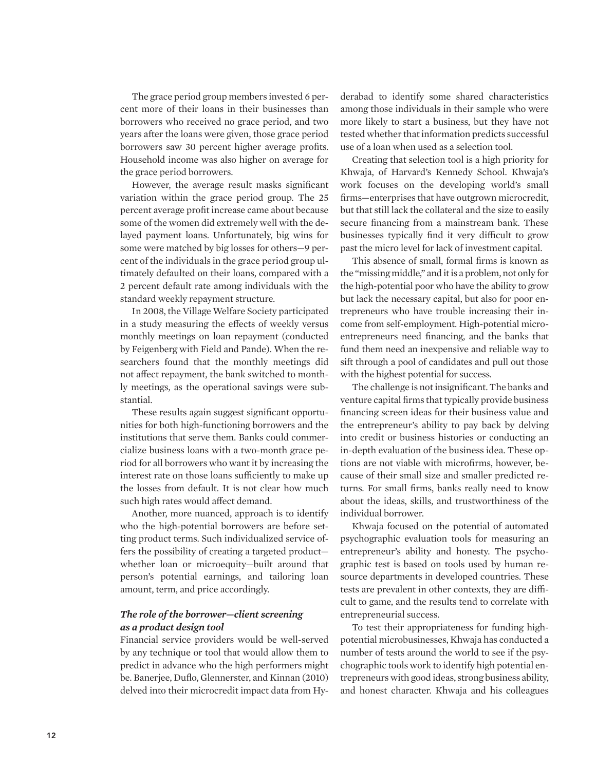The grace period group members invested 6 percent more of their loans in their businesses than borrowers who received no grace period, and two years after the loans were given, those grace period borrowers saw 30 percent higher average profits. Household income was also higher on average for the grace period borrowers.

However, the average result masks significant variation within the grace period group. The 25 percent average profit increase came about because some of the women did extremely well with the delayed payment loans. Unfortunately, big wins for some were matched by big losses for others—9 percent of the individuals in the grace period group ultimately defaulted on their loans, compared with a 2 percent default rate among individuals with the standard weekly repayment structure.

In 2008, the Village Welfare Society participated in a study measuring the effects of weekly versus monthly meetings on loan repayment (conducted by Feigenberg with Field and Pande). When the researchers found that the monthly meetings did not affect repayment, the bank switched to monthly meetings, as the operational savings were substantial.

These results again suggest significant opportunities for both high-functioning borrowers and the institutions that serve them. Banks could commercialize business loans with a two-month grace period for all borrowers who want it by increasing the interest rate on those loans sufficiently to make up the losses from default. It is not clear how much such high rates would affect demand.

Another, more nuanced, approach is to identify who the high-potential borrowers are before setting product terms. Such individualized service offers the possibility of creating a targeted product—whether loan or microequity—built around that person's potential earnings, and tailoring loan amount, term, and price accordingly.

### *The role of the borrower—client screening as a product design tool*

Financial service providers would be well-served by any technique or tool that would allow them to predict in advance who the high performers might be. Banerjee, Duflo, Glennerster, and Kinnan (2010) delved into their microcredit impact data from Hyderabad to identify some shared characteristics among those individuals in their sample who were more likely to start a business, but they have not tested whether that information predicts successful use of a loan when used as a selection tool.

Creating that selection tool is a high priority for Khwaja, of Harvard's Kennedy School. Khwaja's work focuses on the developing world's small firms—enterprises that have outgrown microcredit, but that still lack the collateral and the size to easily secure financing from a mainstream bank. These businesses typically find it very difficult to grow past the micro level for lack of investment capital.

This absence of small, formal firms is known as the "missing middle," and it is a problem, not only for the high-potential poor who have the ability to grow but lack the necessary capital, but also for poor entrepreneurs who have trouble increasing their income from self-employment. High-potential microentrepreneurs need financing, and the banks that fund them need an inexpensive and reliable way to sift through a pool of candidates and pull out those with the highest potential for success.

The challenge is not insignificant. The banks and venture capital firms that typically provide business financing screen ideas for their business value and the entrepreneur's ability to pay back by delving into credit or business histories or conducting an in-depth evaluation of the business idea. These options are not viable with microfirms, however, because of their small size and smaller predicted returns. For small firms, banks really need to know about the ideas, skills, and trustworthiness of the individual borrower.

Khwaja focused on the potential of automated psychographic evaluation tools for measuring an entrepreneur's ability and honesty. The psychographic test is based on tools used by human resource departments in developed countries. These tests are prevalent in other contexts, they are difficult to game, and the results tend to correlate with entrepreneurial success.

To test their appropriateness for funding high-potential microbusinesses, Khwaja has conducted a number of tests around the world to see if the psychographic tools work to identify high potential entrepreneurs with good ideas, strong business ability, and honest character. Khwaja and his colleagues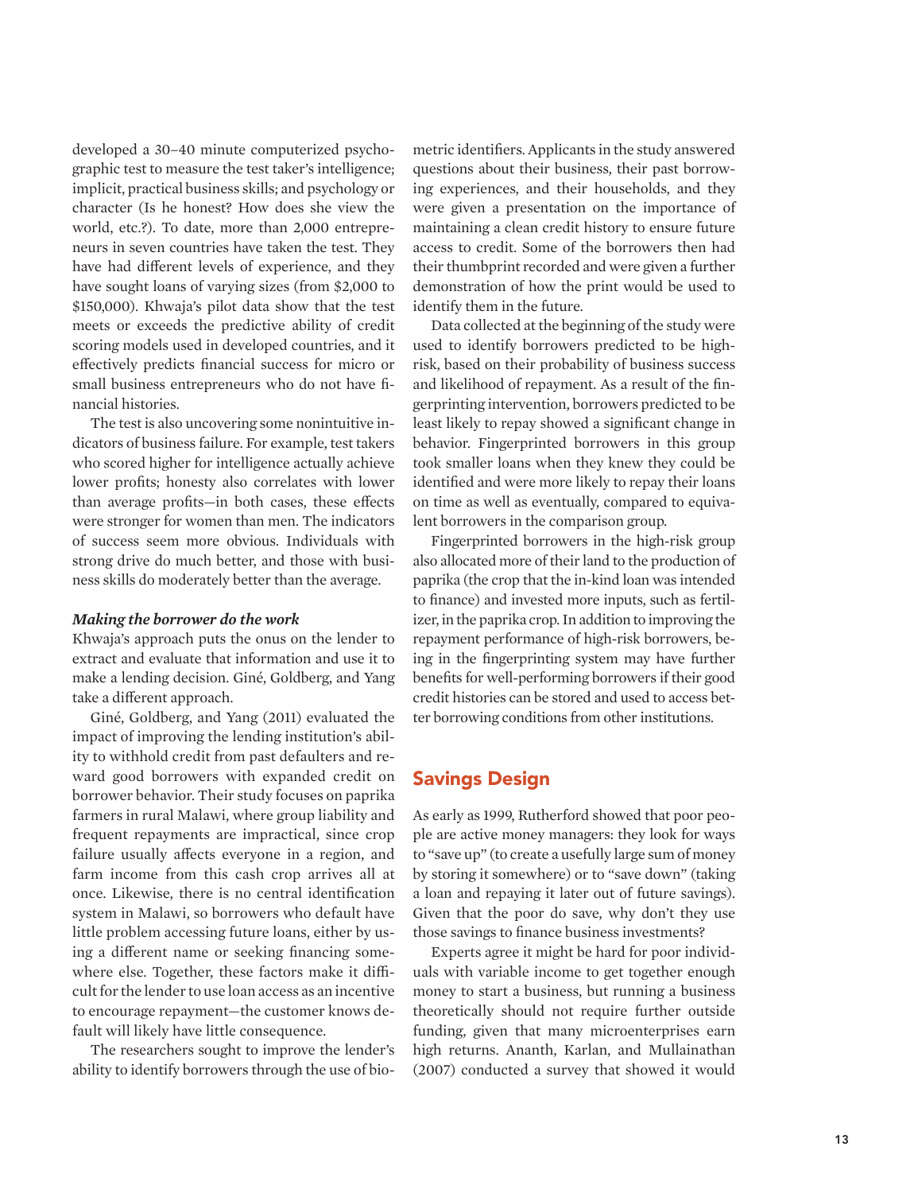developed a 30–40 minute computerized psychographic test to measure the test taker's intelligence; implicit, practical business skills; and psychology or character (Is he honest? How does she view the world, etc.?). To date, more than 2,000 entrepreneurs in seven countries have taken the test. They have had different levels of experience, and they have sought loans of varying sizes (from $2,000 to $150,000). Khwaja's pilot data show that the test meets or exceeds the predictive ability of credit scoring models used in developed countries, and it effectively predicts financial success for micro or small business entrepreneurs who do not have financial histories.

The test is also uncovering some nonintuitive indicators of business failure. For example, test takers who scored higher for intelligence actually achieve lower profits; honesty also correlates with lower than average profits—in both cases, these effects were stronger for women than men. The indicators of success seem more obvious. Individuals with strong drive do much better, and those with business skills do moderately better than the average.

### *Making the borrower do the work*

Khwaja's approach puts the onus on the lender to extract and evaluate that information and use it to make a lending decision. Giné, Goldberg, and Yang take a different approach.

Giné, Goldberg, and Yang (2011) evaluated the impact of improving the lending institution's ability to withhold credit from past defaulters and reward good borrowers with expanded credit on borrower behavior. Their study focuses on paprika farmers in rural Malawi, where group liability and frequent repayments are impractical, since crop failure usually affects everyone in a region, and farm income from this cash crop arrives all at once. Likewise, there is no central identification system in Malawi, so borrowers who default have little problem accessing future loans, either by using a different name or seeking financing somewhere else. Together, these factors make it difficult for the lender to use loan access as an incentive to encourage repayment—the customer knows default will likely have little consequence.

The researchers sought to improve the lender's ability to identify borrowers through the use of biometric identifiers. Applicants in the study answered questions about their business, their past borrowing experiences, and their households, and they were given a presentation on the importance of maintaining a clean credit history to ensure future access to credit. Some of the borrowers then had their thumbprint recorded and were given a further demonstration of how the print would be used to identify them in the future.

Data collected at the beginning of the study were used to identify borrowers predicted to be high-risk, based on their probability of business success and likelihood of repayment. As a result of the fingerprinting intervention, borrowers predicted to be least likely to repay showed a significant change in behavior. Fingerprinted borrowers in this group took smaller loans when they knew they could be identified and were more likely to repay their loans on time as well as eventually, compared to equivalent borrowers in the comparison group.

Fingerprinted borrowers in the high-risk group also allocated more of their land to the production of paprika (the crop that the in-kind loan was intended to finance) and invested more inputs, such as fertilizer, in the paprika crop. In addition to improving the repayment performance of high-risk borrowers, being in the fingerprinting system may have further benefits for well-performing borrowers if their good credit histories can be stored and used to access better borrowing conditions from other institutions.

## Savings Design

As early as 1999, Rutherford showed that poor people are active money managers: they look for ways to "save up" (to create a usefully large sum of money by storing it somewhere) or to "save down" (taking a loan and repaying it later out of future savings). Given that the poor do save, why don't they use those savings to finance business investments?

Experts agree it might be hard for poor individuals with variable income to get together enough money to start a business, but running a business theoretically should not require further outside funding, given that many microenterprises earn high returns. Ananth, Karlan, and Mullainathan (2007) conducted a survey that showed it would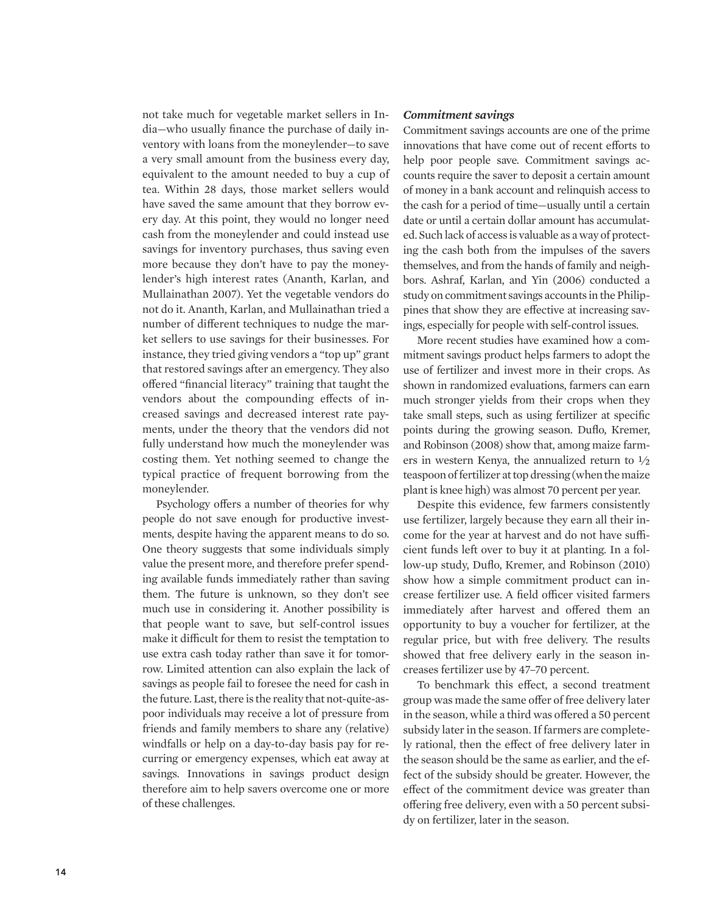not take much for vegetable market sellers in India—who usually finance the purchase of daily inventory with loans from the moneylender—to save a very small amount from the business every day, equivalent to the amount needed to buy a cup of tea. Within 28 days, those market sellers would have saved the same amount that they borrow every day. At this point, they would no longer need cash from the moneylender and could instead use savings for inventory purchases, thus saving even more because they don't have to pay the moneylender's high interest rates (Ananth, Karlan, and Mullainathan 2007). Yet the vegetable vendors do not do it. Ananth, Karlan, and Mullainathan tried a number of different techniques to nudge the market sellers to use savings for their businesses. For instance, they tried giving vendors a "top up" grant that restored savings after an emergency. They also offered "financial literacy" training that taught the vendors about the compounding effects of increased savings and decreased interest rate payments, under the theory that the vendors did not fully understand how much the moneylender was costing them. Yet nothing seemed to change the typical practice of frequent borrowing from the moneylender.

Psychology offers a number of theories for why people do not save enough for productive investments, despite having the apparent means to do so. One theory suggests that some individuals simply value the present more, and therefore prefer spending available funds immediately rather than saving them. The future is unknown, so they don't see much use in considering it. Another possibility is that people want to save, but self-control issues make it difficult for them to resist the temptation to use extra cash today rather than save it for tomorrow. Limited attention can also explain the lack of savings as people fail to foresee the need for cash in the future. Last, there is the reality that not-quite-as-poor individuals may receive a lot of pressure from friends and family members to share any (relative) windfalls or help on a day-to-day basis pay for recurring or emergency expenses, which eat away at savings. Innovations in savings product design therefore aim to help savers overcome one or more of these challenges.

***Commitment savings***

Commitment savings accounts are one of the prime innovations that have come out of recent efforts to help poor people save. Commitment savings accounts require the saver to deposit a certain amount of money in a bank account and relinquish access to the cash for a period of time—usually until a certain date or until a certain dollar amount has accumulated. Such lack of access is valuable as a way of protecting the cash both from the impulses of the savers themselves, and from the hands of family and neighbors. Ashraf, Karlan, and Yin (2006) conducted a study on commitment savings accounts in the Philippines that show they are effective at increasing savings, especially for people with self-control issues.

More recent studies have examined how a commitment savings product helps farmers to adopt the use of fertilizer and invest more in their crops. As shown in randomized evaluations, farmers can earn much stronger yields from their crops when they take small steps, such as using fertilizer at specific points during the growing season. Duflo, Kremer, and Robinson (2008) show that, among maize farmers in western Kenya, the annualized return to ½ teaspoon of fertilizer at top dressing (when the maize plant is knee high) was almost 70 percent per year.

Despite this evidence, few farmers consistently use fertilizer, largely because they earn all their income for the year at harvest and do not have sufficient funds left over to buy it at planting. In a follow-up study, Duflo, Kremer, and Robinson (2010) show how a simple commitment product can increase fertilizer use. A field officer visited farmers immediately after harvest and offered them an opportunity to buy a voucher for fertilizer, at the regular price, but with free delivery. The results showed that free delivery early in the season increases fertilizer use by 47–70 percent.

To benchmark this effect, a second treatment group was made the same offer of free delivery later in the season, while a third was offered a 50 percent subsidy later in the season. If farmers are completely rational, then the effect of free delivery later in the season should be the same as earlier, and the effect of the subsidy should be greater. However, the effect of the commitment device was greater than offering free delivery, even with a 50 percent subsidy on fertilizer, later in the season.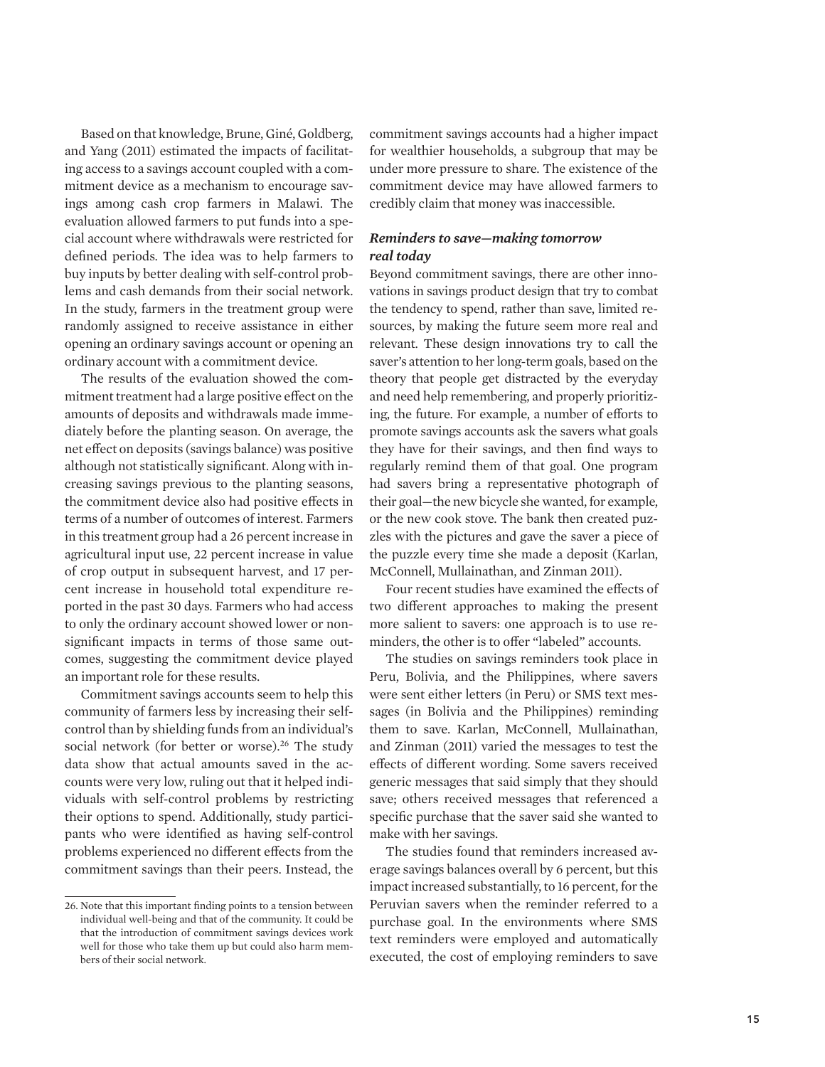Based on that knowledge, Brune, Giné, Goldberg, and Yang (2011) estimated the impacts of facilitating access to a savings account coupled with a commitment device as a mechanism to encourage savings among cash crop farmers in Malawi. The evaluation allowed farmers to put funds into a special account where withdrawals were restricted for defined periods. The idea was to help farmers to buy inputs by better dealing with self-control problems and cash demands from their social network. In the study, farmers in the treatment group were randomly assigned to receive assistance in either opening an ordinary savings account or opening an ordinary account with a commitment device.

The results of the evaluation showed the commitment treatment had a large positive effect on the amounts of deposits and withdrawals made immediately before the planting season. On average, the net effect on deposits (savings balance) was positive although not statistically significant. Along with increasing savings previous to the planting seasons, the commitment device also had positive effects in terms of a number of outcomes of interest. Farmers in this treatment group had a 26 percent increase in agricultural input use, 22 percent increase in value of crop output in subsequent harvest, and 17 percent increase in household total expenditure reported in the past 30 days. Farmers who had access to only the ordinary account showed lower or non-significant impacts in terms of those same outcomes, suggesting the commitment device played an important role for these results.

Commitment savings accounts seem to help this community of farmers less by increasing their self-control than by shielding funds from an individual's social network (for better or worse).[26] The study data show that actual amounts saved in the accounts were very low, ruling out that it helped individuals with self-control problems by restricting their options to spend. Additionally, study participants who were identified as having self-control problems experienced no different effects from the commitment savings than their peers. Instead, the commitment savings accounts had a higher impact for wealthier households, a subgroup that may be under more pressure to share. The existence of the commitment device may have allowed farmers to credibly claim that money was inaccessible.

### *Reminders to save—making tomorrow real today*

Beyond commitment savings, there are other innovations in savings product design that try to combat the tendency to spend, rather than save, limited resources, by making the future seem more real and relevant. These design innovations try to call the saver's attention to her long-term goals, based on the theory that people get distracted by the everyday and need help remembering, and properly prioritizing, the future. For example, a number of efforts to promote savings accounts ask the savers what goals they have for their savings, and then find ways to regularly remind them of that goal. One program had savers bring a representative photograph of their goal—the new bicycle she wanted, for example, or the new cook stove. The bank then created puzzles with the pictures and gave the saver a piece of the puzzle every time she made a deposit (Karlan, McConnell, Mullainathan, and Zinman 2011).

Four recent studies have examined the effects of two different approaches to making the present more salient to savers: one approach is to use reminders, the other is to offer "labeled" accounts.

The studies on savings reminders took place in Peru, Bolivia, and the Philippines, where savers were sent either letters (in Peru) or SMS text messages (in Bolivia and the Philippines) reminding them to save. Karlan, McConnell, Mullainathan, and Zinman (2011) varied the messages to test the effects of different wording. Some savers received generic messages that said simply that they should save; others received messages that referenced a specific purchase that the saver said she wanted to make with her savings.

The studies found that reminders increased average savings balances overall by 6 percent, but this impact increased substantially, to 16 percent, for the Peruvian savers when the reminder referred to a purchase goal. In the environments where SMS text reminders were employed and automatically executed, the cost of employing reminders to save

---

26. Note that this important finding points to a tension between individual well-being and that of the community. It could be that the introduction of commitment savings devices work well for those who take them up but could also harm members of their social network.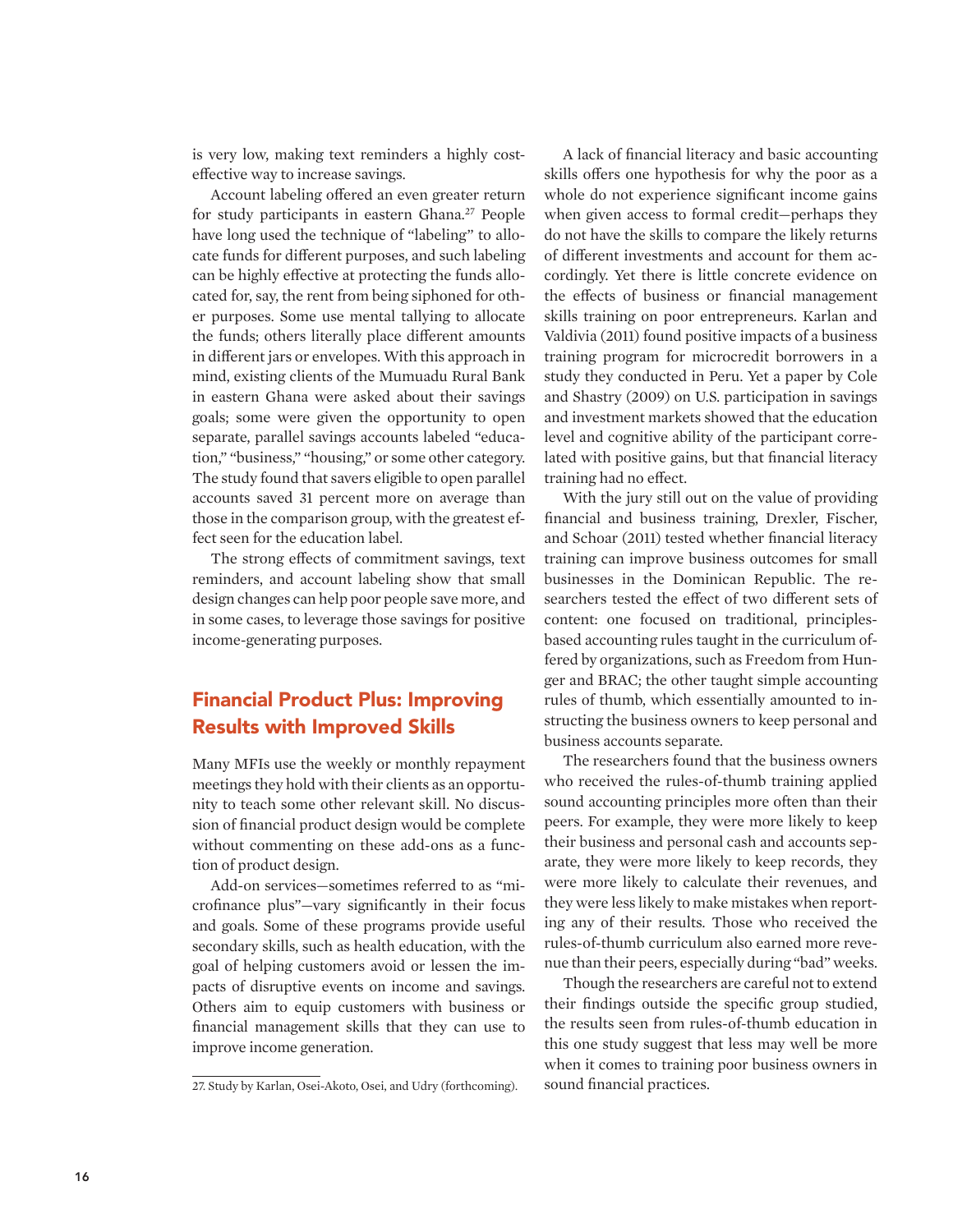is very low, making text reminders a highly cost-effective way to increase savings.

Account labeling offered an even greater return for study participants in eastern Ghana.[27] People have long used the technique of "labeling" to allocate funds for different purposes, and such labeling can be highly effective at protecting the funds allocated for, say, the rent from being siphoned for other purposes. Some use mental tallying to allocate the funds; others literally place different amounts in different jars or envelopes. With this approach in mind, existing clients of the Mumuadu Rural Bank in eastern Ghana were asked about their savings goals; some were given the opportunity to open separate, parallel savings accounts labeled "education," "business," "housing," or some other category. The study found that savers eligible to open parallel accounts saved 31 percent more on average than those in the comparison group, with the greatest effect seen for the education label.

The strong effects of commitment savings, text reminders, and account labeling show that small design changes can help poor people save more, and in some cases, to leverage those savings for positive income-generating purposes.

## Financial Product Plus: Improving Results with Improved Skills

Many MFIs use the weekly or monthly repayment meetings they hold with their clients as an opportunity to teach some other relevant skill. No discussion of financial product design would be complete without commenting on these add-ons as a function of product design.

Add-on services—sometimes referred to as "microfinance plus"—vary significantly in their focus and goals. Some of these programs provide useful secondary skills, such as health education, with the goal of helping customers avoid or lessen the impacts of disruptive events on income and savings. Others aim to equip customers with business or financial management skills that they can use to improve income generation.

A lack of financial literacy and basic accounting skills offers one hypothesis for why the poor as a whole do not experience significant income gains when given access to formal credit—perhaps they do not have the skills to compare the likely returns of different investments and account for them accordingly. Yet there is little concrete evidence on the effects of business or financial management skills training on poor entrepreneurs. Karlan and Valdivia (2011) found positive impacts of a business training program for microcredit borrowers in a study they conducted in Peru. Yet a paper by Cole and Shastry (2009) on U.S. participation in savings and investment markets showed that the education level and cognitive ability of the participant correlated with positive gains, but that financial literacy training had no effect.

With the jury still out on the value of providing financial and business training, Drexler, Fischer, and Schoar (2011) tested whether financial literacy training can improve business outcomes for small businesses in the Dominican Republic. The researchers tested the effect of two different sets of content: one focused on traditional, principles-based accounting rules taught in the curriculum offered by organizations, such as Freedom from Hunger and BRAC; the other taught simple accounting rules of thumb, which essentially amounted to instructing the business owners to keep personal and business accounts separate.

The researchers found that the business owners who received the rules-of-thumb training applied sound accounting principles more often than their peers. For example, they were more likely to keep their business and personal cash and accounts separate, they were more likely to keep records, they were more likely to calculate their revenues, and they were less likely to make mistakes when reporting any of their results. Those who received the rules-of-thumb curriculum also earned more revenue than their peers, especially during "bad" weeks.

Though the researchers are careful not to extend their findings outside the specific group studied, the results seen from rules-of-thumb education in this one study suggest that less may well be more when it comes to training poor business owners in sound financial practices.

---

27. Study by Karlan, Osei-Akoto, Osei, and Udry (forthcoming).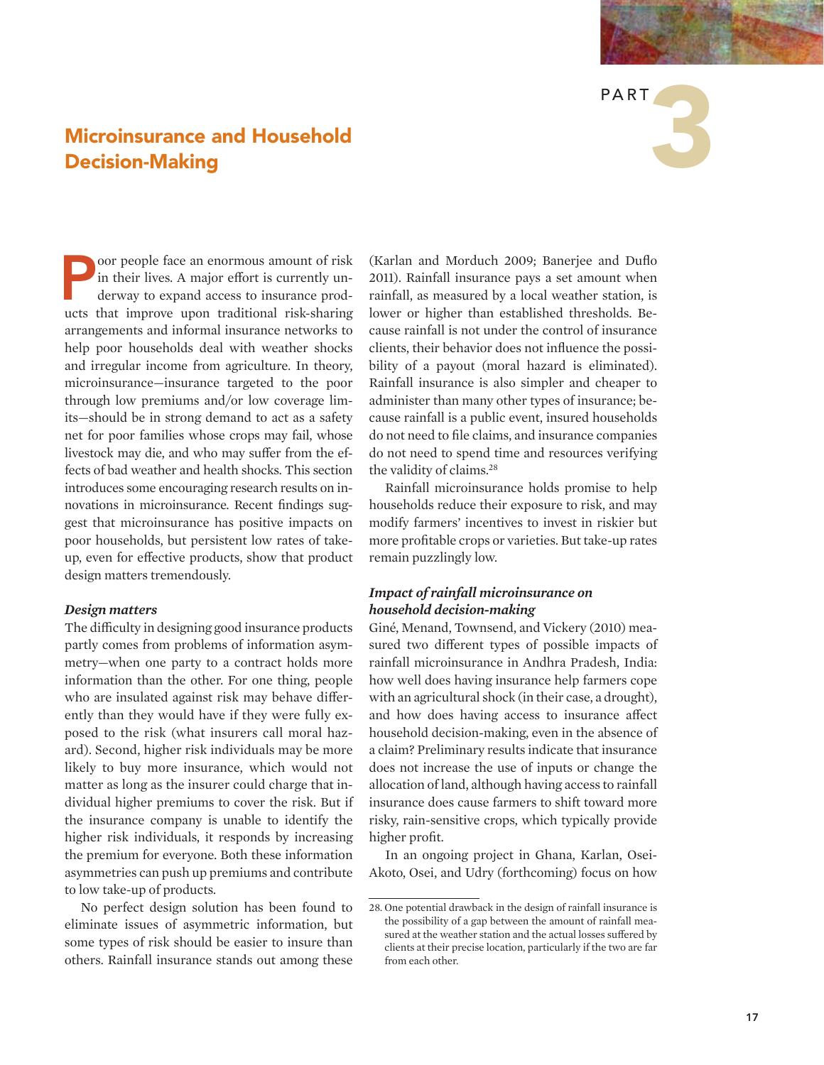# PART 3

## Microinsurance and Household Decision-Making

Poor people face an enormous amount of risk in their lives. A major effort is currently underway to expand access to insurance products that improve upon traditional risk-sharing arrangements and informal insurance networks to help poor households deal with weather shocks and irregular income from agriculture. In theory, microinsurance—insurance targeted to the poor through low premiums and/or low coverage limits—should be in strong demand to act as a safety net for poor families whose crops may fail, whose livestock may die, and who may suffer from the effects of bad weather and health shocks. This section introduces some encouraging research results on innovations in microinsurance. Recent findings suggest that microinsurance has positive impacts on poor households, but persistent low rates of take-up, even for effective products, show that product design matters tremendously.

### *Design matters*

The difficulty in designing good insurance products partly comes from problems of information asymmetry—when one party to a contract holds more information than the other. For one thing, people who are insulated against risk may behave differently than they would have if they were fully exposed to the risk (what insurers call moral hazard). Second, higher risk individuals may be more likely to buy more insurance, which would not matter as long as the insurer could charge that individual higher premiums to cover the risk. But if the insurance company is unable to identify the higher risk individuals, it responds by increasing the premium for everyone. Both these information asymmetries can push up premiums and contribute to low take-up of products.

No perfect design solution has been found to eliminate issues of asymmetric information, but some types of risk should be easier to insure than others. Rainfall insurance stands out among these (Karlan and Morduch 2009; Banerjee and Duflo 2011). Rainfall insurance pays a set amount when rainfall, as measured by a local weather station, is lower or higher than established thresholds. Because rainfall is not under the control of insurance clients, their behavior does not influence the possibility of a payout (moral hazard is eliminated). Rainfall insurance is also simpler and cheaper to administer than many other types of insurance; because rainfall is a public event, insured households do not need to file claims, and insurance companies do not need to spend time and resources verifying the validity of claims.[28]

Rainfall microinsurance holds promise to help households reduce their exposure to risk, and may modify farmers' incentives to invest in riskier but more profitable crops or varieties. But take-up rates remain puzzlingly low.

### *Impact of rainfall microinsurance on household decision-making*

Giné, Menand, Townsend, and Vickery (2010) measured two different types of possible impacts of rainfall microinsurance in Andhra Pradesh, India: how well does having insurance help farmers cope with an agricultural shock (in their case, a drought), and how does having access to insurance affect household decision-making, even in the absence of a claim? Preliminary results indicate that insurance does not increase the use of inputs or change the allocation of land, although having access to rainfall insurance does cause farmers to shift toward more risky, rain-sensitive crops, which typically provide higher profit.

In an ongoing project in Ghana, Karlan, Osei-Akoto, Osei, and Udry (forthcoming) focus on how

28. One potential drawback in the design of rainfall insurance is the possibility of a gap between the amount of rainfall measured at the weather station and the actual losses suffered by clients at their precise location, particularly if the two are far from each other.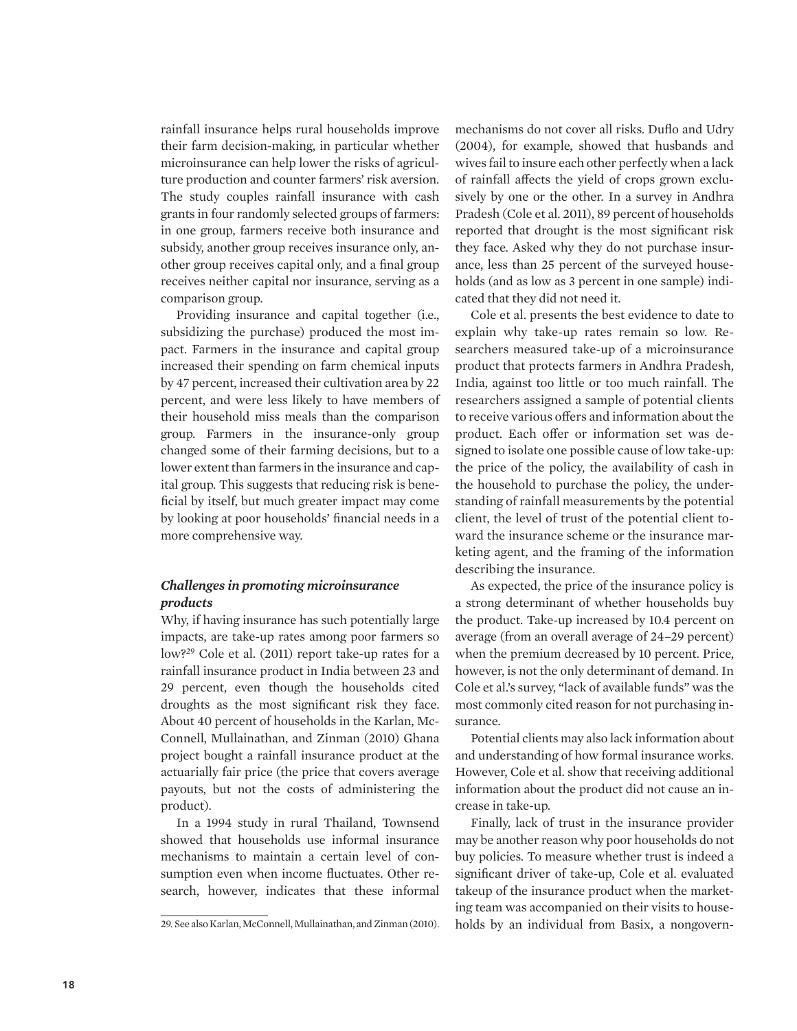rainfall insurance helps rural households improve their farm decision-making, in particular whether microinsurance can help lower the risks of agriculture production and counter farmers' risk aversion. The study couples rainfall insurance with cash grants in four randomly selected groups of farmers: in one group, farmers receive both insurance and subsidy, another group receives insurance only, another group receives capital only, and a final group receives neither capital nor insurance, serving as a comparison group.

Providing insurance and capital together (i.e., subsidizing the purchase) produced the most impact. Farmers in the insurance and capital group increased their spending on farm chemical inputs by 47 percent, increased their cultivation area by 22 percent, and were less likely to have members of their household miss meals than the comparison group. Farmers in the insurance-only group changed some of their farming decisions, but to a lower extent than farmers in the insurance and capital group. This suggests that reducing risk is beneficial by itself, but much greater impact may come by looking at poor households' financial needs in a more comprehensive way.

### *Challenges in promoting microinsurance products*

Why, if having insurance has such potentially large impacts, are take-up rates among poor farmers so low?[29] Cole et al. (2011) report take-up rates for a rainfall insurance product in India between 23 and 29 percent, even though the households cited droughts as the most significant risk they face. About 40 percent of households in the Karlan, McConnell, Mullainathan, and Zinman (2010) Ghana project bought a rainfall insurance product at the actuarially fair price (the price that covers average payouts, but not the costs of administering the product).

In a 1994 study in rural Thailand, Townsend showed that households use informal insurance mechanisms to maintain a certain level of consumption even when income fluctuates. Other research, however, indicates that these informal mechanisms do not cover all risks. Duflo and Udry (2004), for example, showed that husbands and wives fail to insure each other perfectly when a lack of rainfall affects the yield of crops grown exclusively by one or the other. In a survey in Andhra Pradesh (Cole et al. 2011), 89 percent of households reported that drought is the most significant risk they face. Asked why they do not purchase insurance, less than 25 percent of the surveyed households (and as low as 3 percent in one sample) indicated that they did not need it.

Cole et al. presents the best evidence to date to explain why take-up rates remain so low. Researchers measured take-up of a microinsurance product that protects farmers in Andhra Pradesh, India, against too little or too much rainfall. The researchers assigned a sample of potential clients to receive various offers and information about the product. Each offer or information set was designed to isolate one possible cause of low take-up: the price of the policy, the availability of cash in the household to purchase the policy, the understanding of rainfall measurements by the potential client, the level of trust of the potential client toward the insurance scheme or the insurance marketing agent, and the framing of the information describing the insurance.

As expected, the price of the insurance policy is a strong determinant of whether households buy the product. Take-up increased by 10.4 percent on average (from an overall average of 24–29 percent) when the premium decreased by 10 percent. Price, however, is not the only determinant of demand. In Cole et al.'s survey, "lack of available funds" was the most commonly cited reason for not purchasing insurance.

Potential clients may also lack information about and understanding of how formal insurance works. However, Cole et al. show that receiving additional information about the product did not cause an increase in take-up.

Finally, lack of trust in the insurance provider may be another reason why poor households do not buy policies. To measure whether trust is indeed a significant driver of take-up, Cole et al. evaluated takeup of the insurance product when the marketing team was accompanied on their visits to households by an individual from Basix, a nongovern-

29. See also Karlan, McConnell, Mullainathan, and Zinman (2010).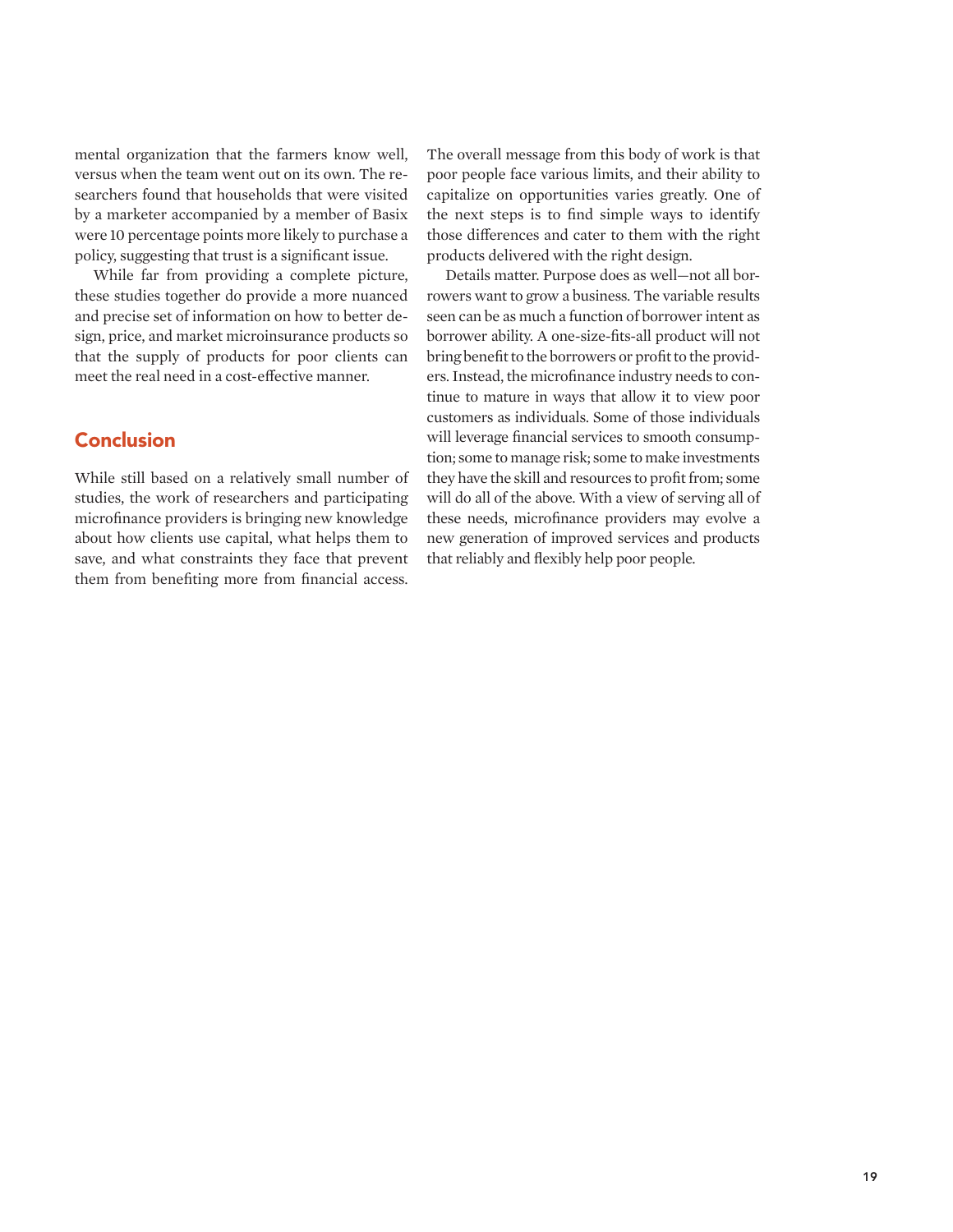mental organization that the farmers know well, versus when the team went out on its own. The researchers found that households that were visited by a marketer accompanied by a member of Basix were 10 percentage points more likely to purchase a policy, suggesting that trust is a significant issue.

While far from providing a complete picture, these studies together do provide a more nuanced and precise set of information on how to better design, price, and market microinsurance products so that the supply of products for poor clients can meet the real need in a cost-effective manner.

## Conclusion

While still based on a relatively small number of studies, the work of researchers and participating microfinance providers is bringing new knowledge about how clients use capital, what helps them to save, and what constraints they face that prevent them from benefiting more from financial access. The overall message from this body of work is that poor people face various limits, and their ability to capitalize on opportunities varies greatly. One of the next steps is to find simple ways to identify those differences and cater to them with the right products delivered with the right design.

Details matter. Purpose does as well—not all borrowers want to grow a business. The variable results seen can be as much a function of borrower intent as borrower ability. A one-size-fits-all product will not bring benefit to the borrowers or profit to the providers. Instead, the microfinance industry needs to continue to mature in ways that allow it to view poor customers as individuals. Some of those individuals will leverage financial services to smooth consumption; some to manage risk; some to make investments they have the skill and resources to profit from; some will do all of the above. With a view of serving all of these needs, microfinance providers may evolve a new generation of improved services and products that reliably and flexibly help poor people.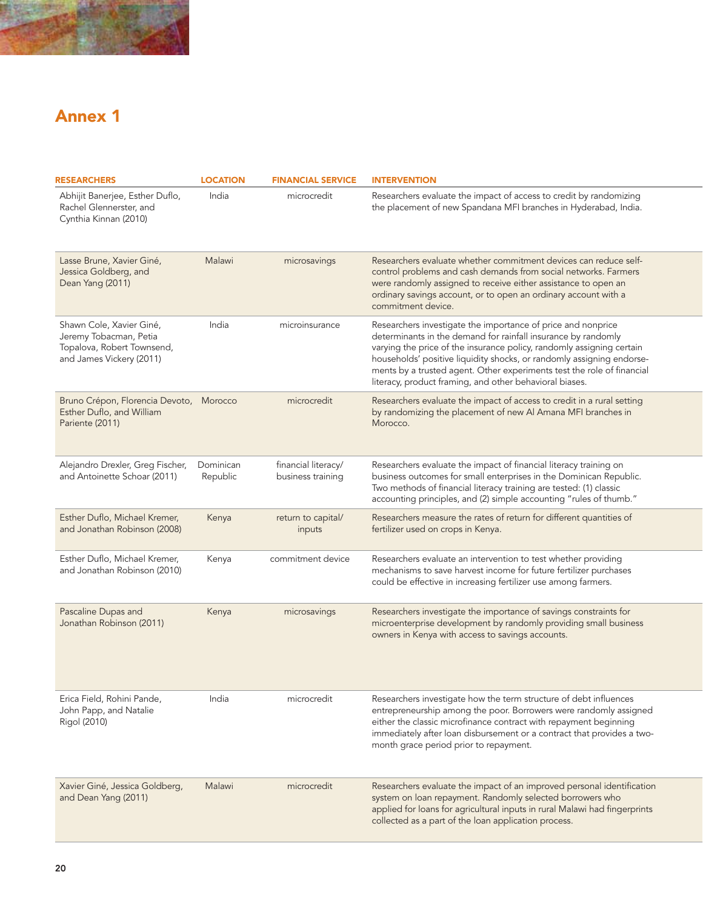# Annex 1

| RESEARCHERS | LOCATION | FINANCIAL SERVICE | INTERVENTION |
|---|---|---|---|
| Abhijit Banerjee, Esther Duflo, Rachel Glennerster, and Cynthia Kinnan (2010) | India | microcredit | Researchers evaluate the impact of access to credit by randomizing the placement of new Spandana MFI branches in Hyderabad, India. |
| Lasse Brune, Xavier Giné, Jessica Goldberg, and Dean Yang (2011) | Malawi | microsavings | Researchers evaluate whether commitment devices can reduce self-control problems and cash demands from social networks. Farmers were randomly assigned to receive either assistance to open an ordinary savings account, or to open an ordinary account with a commitment device. |
| Shawn Cole, Xavier Giné, Jeremy Tobacman, Petia Topalova, Robert Townsend, and James Vickery (2011) | India | microinsurance | Researchers investigate the importance of price and nonprice determinants in the demand for rainfall insurance by randomly varying the price of the insurance policy, randomly assigning certain households' positive liquidity shocks, or randomly assigning endorsements by a trusted agent. Other experiments test the role of financial literacy, product framing, and other behavioral biases. |
| Bruno Crépon, Florencia Devoto, Esther Duflo, and William Pariente (2011) | Morocco | microcredit | Researchers evaluate the impact of access to credit in a rural setting by randomizing the placement of new Al Amana MFI branches in Morocco. |
| Alejandro Drexler, Greg Fischer, and Antoinette Schoar (2011) | Dominican Republic | financial literacy/ business training | Researchers evaluate the impact of financial literacy training on business outcomes for small enterprises in the Dominican Republic. Two methods of financial literacy training are tested: (1) classic accounting principles, and (2) simple accounting "rules of thumb." |
| Esther Duflo, Michael Kremer, and Jonathan Robinson (2008) | Kenya | return to capital/ inputs | Researchers measure the rates of return for different quantities of fertilizer used on crops in Kenya. |
| Esther Duflo, Michael Kremer, and Jonathan Robinson (2010) | Kenya | commitment device | Researchers evaluate an intervention to test whether providing mechanisms to save harvest income for future fertilizer purchases could be effective in increasing fertilizer use among farmers. |
| Pascaline Dupas and Jonathan Robinson (2011) | Kenya | microsavings | Researchers investigate the importance of savings constraints for microenterprise development by randomly providing small business owners in Kenya with access to savings accounts. |
| Erica Field, Rohini Pande, John Papp, and Natalie Rigol (2010) | India | microcredit | Researchers investigate how the term structure of debt influences entrepreneurship among the poor. Borrowers were randomly assigned either the classic microfinance contract with repayment beginning immediately after loan disbursement or a contract that provides a two-month grace period prior to repayment. |
| Xavier Giné, Jessica Goldberg, and Dean Yang (2011) | Malawi | microcredit | Researchers evaluate the impact of an improved personal identification system on loan repayment. Randomly selected borrowers who applied for loans for agricultural inputs in rural Malawi had fingerprints collected as a part of the loan application process. |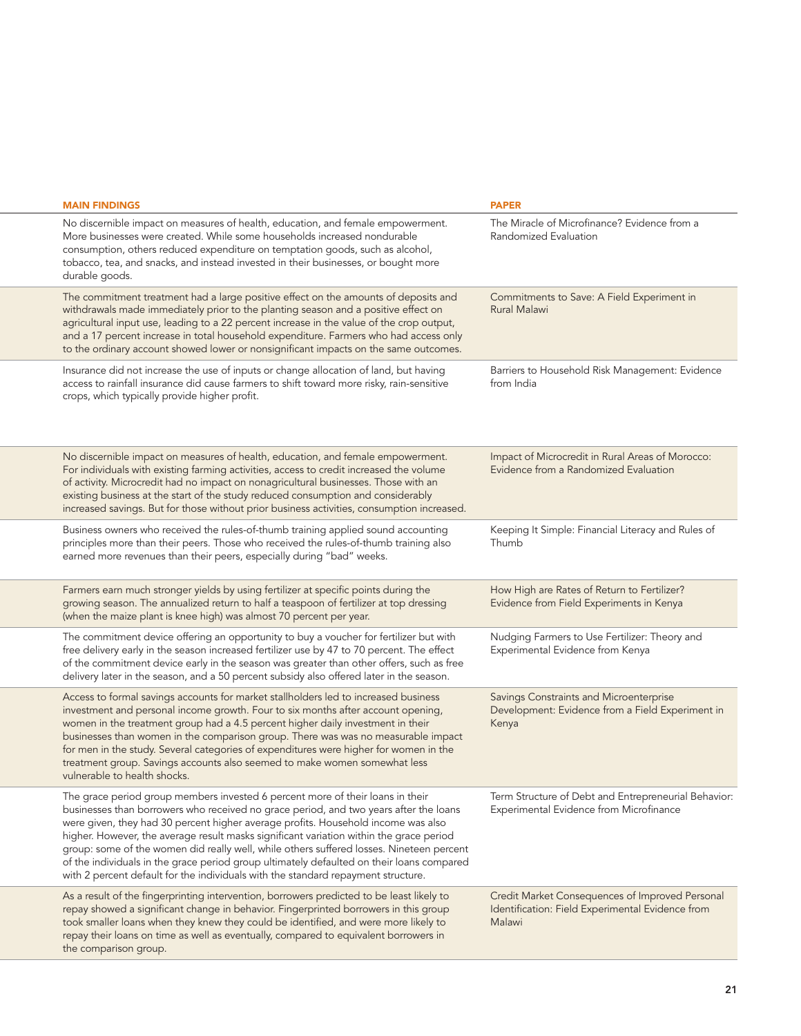| MAIN FINDINGS | PAPER |
|---|---|
| No discernible impact on measures of health, education, and female empowerment. More businesses were created. While some households increased nondurable consumption, others reduced expenditure on temptation goods, such as alcohol, tobacco, tea, and snacks, and instead invested in their businesses, or bought more durable goods. | The Miracle of Microfinance? Evidence from a Randomized Evaluation |
| The commitment treatment had a large positive effect on the amounts of deposits and withdrawals made immediately prior to the planting season and a positive effect on agricultural input use, leading to a 22 percent increase in the value of the crop output, and a 17 percent increase in total household expenditure. Farmers who had access only to the ordinary account showed lower or nonsignificant impacts on the same outcomes. | Commitments to Save: A Field Experiment in Rural Malawi |
| Insurance did not increase the use of inputs or change allocation of land, but having access to rainfall insurance did cause farmers to shift toward more risky, rain-sensitive crops, which typically provide higher profit. | Barriers to Household Risk Management: Evidence from India |
| No discernible impact on measures of health, education, and female empowerment. For individuals with existing farming activities, access to credit increased the volume of activity. Microcredit had no impact on nonagricultural businesses. Those with an existing business at the start of the study reduced consumption and considerably increased savings. But for those without prior business activities, consumption increased. | Impact of Microcredit in Rural Areas of Morocco: Evidence from a Randomized Evaluation |
| Business owners who received the rules-of-thumb training applied sound accounting principles more than their peers. Those who received the rules-of-thumb training also earned more revenues than their peers, especially during "bad" weeks. | Keeping It Simple: Financial Literacy and Rules of Thumb |
| Farmers earn much stronger yields by using fertilizer at specific points during the growing season. The annualized return to half a teaspoon of fertilizer at top dressing (when the maize plant is knee high) was almost 70 percent per year. | How High are Rates of Return to Fertilizer? Evidence from Field Experiments in Kenya |
| The commitment device offering an opportunity to buy a voucher for fertilizer but with free delivery early in the season increased fertilizer use by 47 to 70 percent. The effect of the commitment device early in the season was greater than other offers, such as free delivery later in the season, and a 50 percent subsidy also offered later in the season. | Nudging Farmers to Use Fertilizer: Theory and Experimental Evidence from Kenya |
| Access to formal savings accounts for market stallholders led to increased business investment and personal income growth. Four to six months after account opening, women in the treatment group had a 4.5 percent higher daily investment in their businesses than women in the comparison group. There was was no measurable impact for men in the study. Several categories of expenditures were higher for women in the treatment group. Savings accounts also seemed to make women somewhat less vulnerable to health shocks. | Savings Constraints and Microenterprise Development: Evidence from a Field Experiment in Kenya |
| The grace period group members invested 6 percent more of their loans in their businesses than borrowers who received no grace period, and two years after the loans were given, they had 30 percent higher average profits. Household income was also higher. However, the average result masks significant variation within the grace period group: some of the women did really well, while others suffered losses. Nineteen percent of the individuals in the grace period group ultimately defaulted on their loans compared with 2 percent default for the individuals with the standard repayment structure. | Term Structure of Debt and Entrepreneurial Behavior: Experimental Evidence from Microfinance |
| As a result of the fingerprinting intervention, borrowers predicted to be least likely to repay showed a significant change in behavior. Fingerprinted borrowers in this group took smaller loans when they knew they could be identified, and were more likely to repay their loans on time as well as eventually, compared to equivalent borrowers in the comparison group. | Credit Market Consequences of Improved Personal Identification: Field Experimental Evidence from Malawi |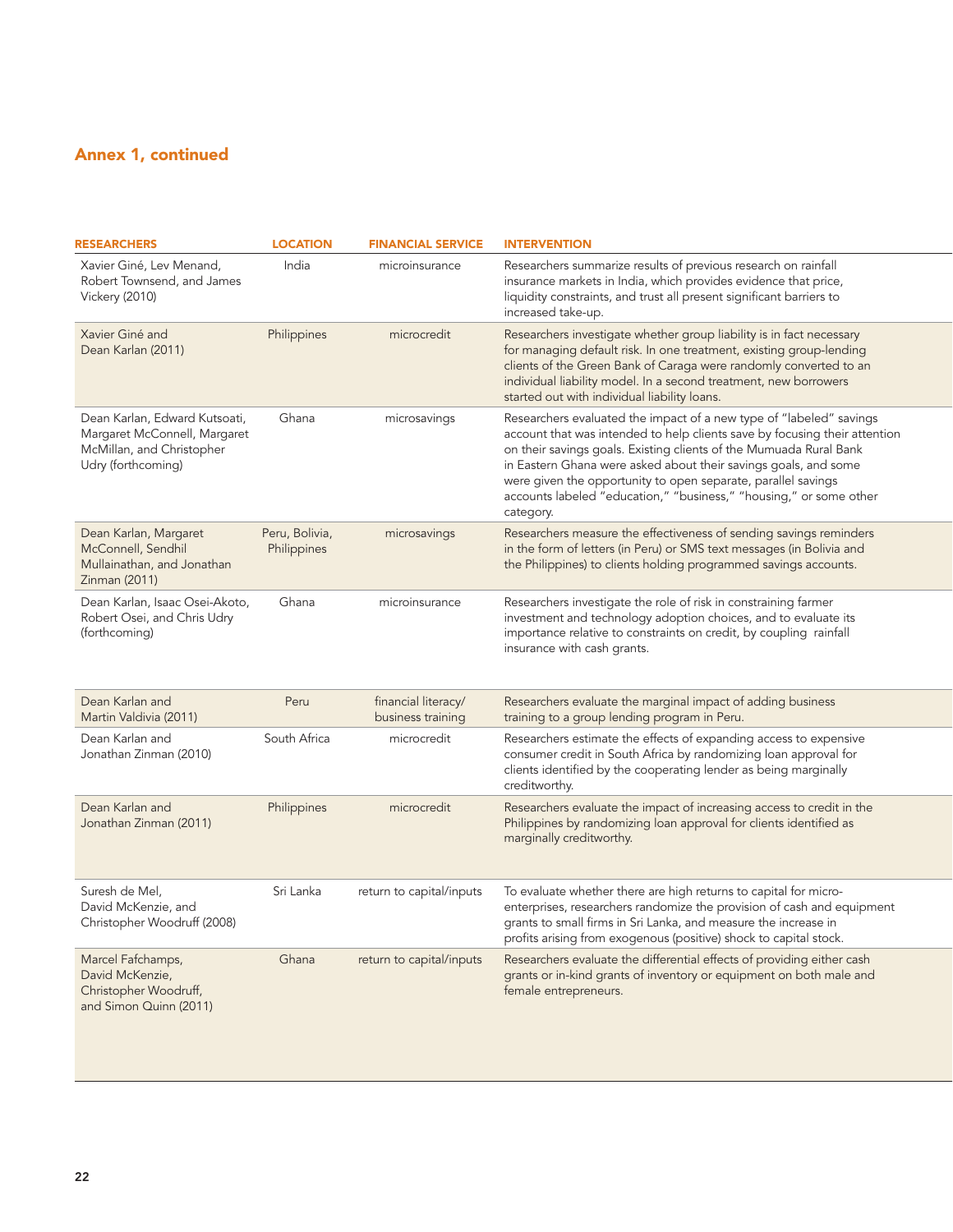## Annex 1, continued

| RESEARCHERS | LOCATION | FINANCIAL SERVICE | INTERVENTION |
|---|---|---|---|
| Xavier Giné, Lev Menand, Robert Townsend, and James Vickery (2010) | India | microinsurance | Researchers summarize results of previous research on rainfall insurance markets in India, which provides evidence that price, liquidity constraints, and trust all present significant barriers to increased take-up. |
| Xavier Giné and Dean Karlan (2011) | Philippines | microcredit | Researchers investigate whether group liability is in fact necessary for managing default risk. In one treatment, existing group-lending clients of the Green Bank of Caraga were randomly converted to an individual liability model. In a second treatment, new borrowers started out with individual liability loans. |
| Dean Karlan, Edward Kutsoati, Margaret McConnell, Margaret McMillan, and Christopher Udry (forthcoming) | Ghana | microsavings | Researchers evaluated the impact of a new type of "labeled" savings account that was intended to help clients save by focusing their attention on their savings goals. Existing clients of the Mumuada Rural Bank in Eastern Ghana were asked about their savings goals, and some were given the opportunity to open separate, parallel savings accounts labeled "education," "business," "housing," or some other category. |
| Dean Karlan, Margaret McConnell, Sendhil Mullainathan, and Jonathan Zinman (2011) | Peru, Bolivia, Philippines | microsavings | Researchers measure the effectiveness of sending savings reminders in the form of letters (in Peru) or SMS text messages (in Bolivia and the Philippines) to clients holding programmed savings accounts. |
| Dean Karlan, Isaac Osei-Akoto, Robert Osei, and Chris Udry (forthcoming) | Ghana | microinsurance | Researchers investigate the role of risk in constraining farmer investment and technology adoption choices, and to evaluate its importance relative to constraints on credit, by coupling rainfall insurance with cash grants. |
| Dean Karlan and Martin Valdivia (2011) | Peru | financial literacy/ business training | Researchers evaluate the marginal impact of adding business training to a group lending program in Peru. |
| Dean Karlan and Jonathan Zinman (2010) | South Africa | microcredit | Researchers estimate the effects of expanding access to expensive consumer credit in South Africa by randomizing loan approval for clients identified by the cooperating lender as being marginally creditworthy. |
| Dean Karlan and Jonathan Zinman (2011) | Philippines | microcredit | Researchers evaluate the impact of increasing access to credit in the Philippines by randomizing loan approval for clients identified as marginally creditworthy. |
| Suresh de Mel, David McKenzie, and Christopher Woodruff (2008) | Sri Lanka | return to capital/inputs | To evaluate whether there are high returns to capital for micro-enterprises, researchers randomize the provision of cash and equipment grants to small firms in Sri Lanka, and measure the increase in profits arising from exogenous (positive) shock to capital stock. |
| Marcel Fafchamps, David McKenzie, Christopher Woodruff, and Simon Quinn (2011) | Ghana | return to capital/inputs | Researchers evaluate the differential effects of providing either cash grants or in-kind grants of inventory or equipment on both male and female entrepreneurs. |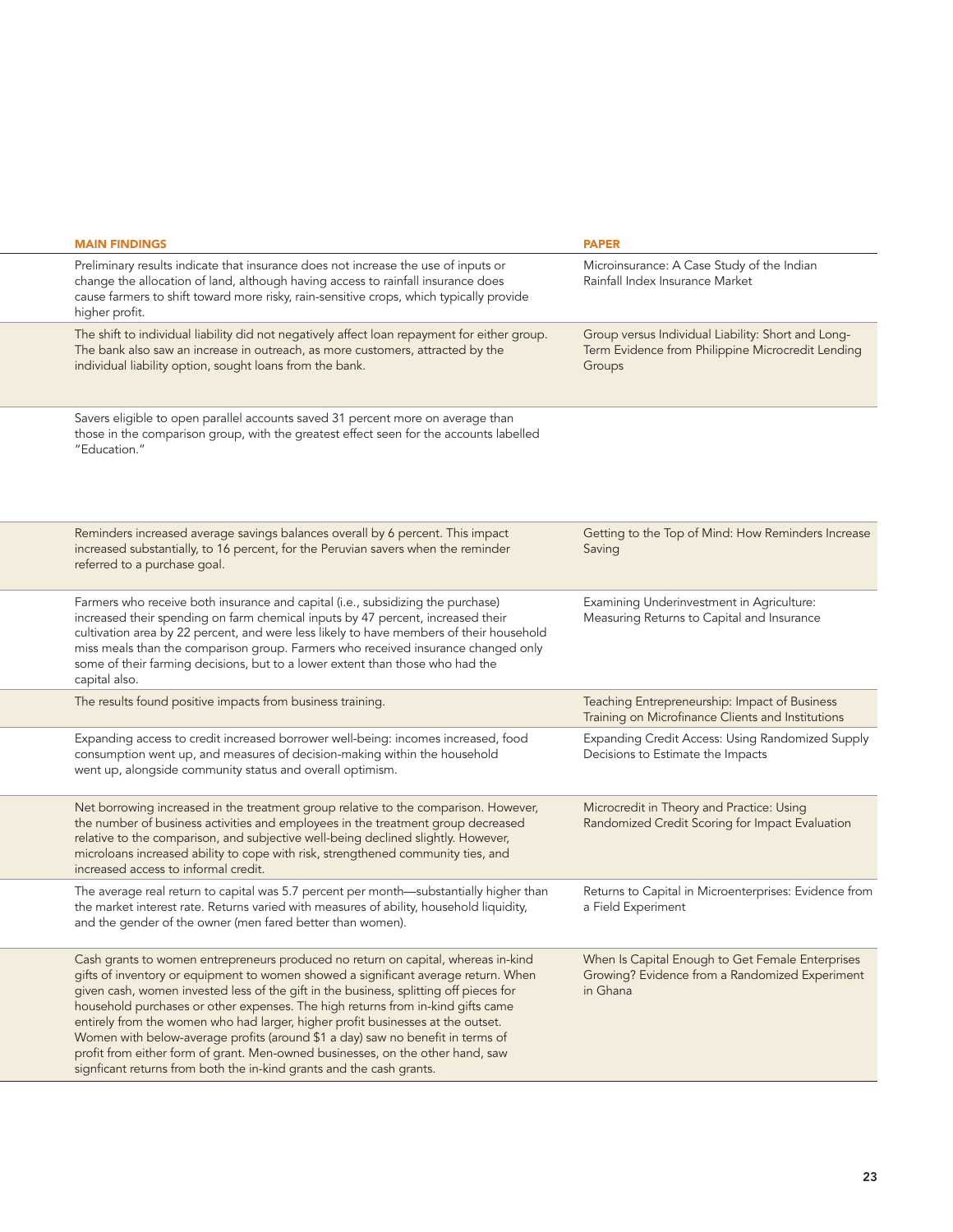| MAIN FINDINGS | PAPER |
| --- | --- |
| Preliminary results indicate that insurance does not increase the use of inputs or change the allocation of land, although having access to rainfall insurance does cause farmers to shift toward more risky, rain-sensitive crops, which typically provide higher profit. | Microinsurance: A Case Study of the Indian Rainfall Index Insurance Market |
| The shift to individual liability did not negatively affect loan repayment for either group. The bank also saw an increase in outreach, as more customers, attracted by the individual liability option, sought loans from the bank. | Group versus Individual Liability: Short and Long-Term Evidence from Philippine Microcredit Lending Groups |
| Savers eligible to open parallel accounts saved 31 percent more on average than those in the comparison group, with the greatest effect seen for the accounts labelled "Education." | |
| Reminders increased average savings balances overall by 6 percent. This impact increased substantially, to 16 percent, for the Peruvian savers when the reminder referred to a purchase goal. | Getting to the Top of Mind: How Reminders Increase Saving |
| Farmers who receive both insurance and capital (i.e., subsidizing the purchase) increased their spending on farm chemical inputs by 47 percent, increased their cultivation area by 22 percent, and were less likely to have members of their household miss meals than the comparison group. Farmers who received insurance changed only some of their farming decisions, but to a lower extent than those who had the capital also. | Examining Underinvestment in Agriculture: Measuring Returns to Capital and Insurance |
| The results found positive impacts from business training. | Teaching Entrepreneurship: Impact of Business Training on Microfinance Clients and Institutions |
| Expanding access to credit increased borrower well-being: incomes increased, food consumption went up, and measures of decision-making within the household went up, alongside community status and overall optimism. | Expanding Credit Access: Using Randomized Supply Decisions to Estimate the Impacts |
| Net borrowing increased in the treatment group relative to the comparison. However, the number of business activities and employees in the treatment group decreased relative to the comparison, and subjective well-being declined slightly. However, microloans increased ability to cope with risk, strengthened community ties, and increased access to informal credit. | Microcredit in Theory and Practice: Using Randomized Credit Scoring for Impact Evaluation |
| The average real return to capital was 5.7 percent per month—substantially higher than the market interest rate. Returns varied with measures of ability, household liquidity, and the gender of the owner (men fared better than women). | Returns to Capital in Microenterprises: Evidence from a Field Experiment |
| Cash grants to women entrepreneurs produced no return on capital, whereas in-kind gifts of inventory or equipment to women showed a significant average return. When given cash, women invested less of the gift in the business, splitting off pieces for household purchases or other expenses. The high returns from in-kind gifts came entirely from the women who had larger, higher profit businesses at the outset. Women with below-average profits (around $1 a day) saw no benefit in terms of profit from either form of grant. Men-owned businesses, on the other hand, saw signficant returns from both the in-kind grants and the cash grants. | When Is Capital Enough to Get Female Enterprises Growing? Evidence from a Randomized Experiment in Ghana |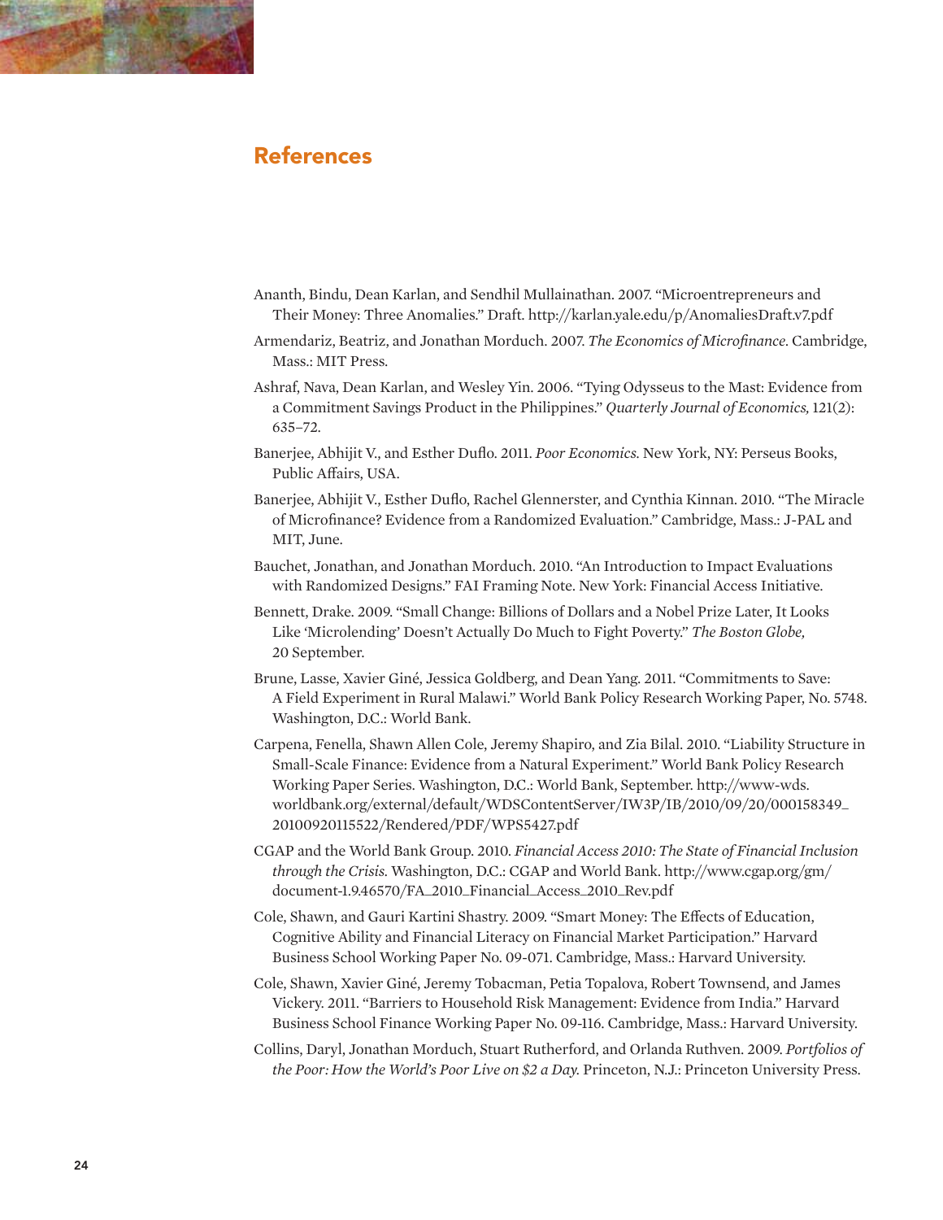## References

Ananth, Bindu, Dean Karlan, and Sendhil Mullainathan. 2007. "Microentrepreneurs and Their Money: Three Anomalies." Draft. http://karlan.yale.edu/p/AnomaliesDraft.v7.pdf

Armendariz, Beatriz, and Jonathan Morduch. 2007. *The Economics of Microfinance*. Cambridge, Mass.: MIT Press.

Ashraf, Nava, Dean Karlan, and Wesley Yin. 2006. "Tying Odysseus to the Mast: Evidence from a Commitment Savings Product in the Philippines." *Quarterly Journal of Economics,* 121(2): 635–72.

Banerjee, Abhijit V., and Esther Duflo. 2011. *Poor Economics.* New York, NY: Perseus Books, Public Affairs, USA.

Banerjee, Abhijit V., Esther Duflo, Rachel Glennerster, and Cynthia Kinnan. 2010. "The Miracle of Microfinance? Evidence from a Randomized Evaluation." Cambridge, Mass.: J-PAL and MIT, June.

Bauchet, Jonathan, and Jonathan Morduch. 2010. "An Introduction to Impact Evaluations with Randomized Designs." FAI Framing Note. New York: Financial Access Initiative.

Bennett, Drake. 2009. "Small Change: Billions of Dollars and a Nobel Prize Later, It Looks Like 'Microlending' Doesn't Actually Do Much to Fight Poverty." *The Boston Globe,* 20 September.

Brune, Lasse, Xavier Giné, Jessica Goldberg, and Dean Yang. 2011. "Commitments to Save: A Field Experiment in Rural Malawi." World Bank Policy Research Working Paper, No. 5748. Washington, D.C.: World Bank.

Carpena, Fenella, Shawn Allen Cole, Jeremy Shapiro, and Zia Bilal. 2010. "Liability Structure in Small-Scale Finance: Evidence from a Natural Experiment." World Bank Policy Research Working Paper Series. Washington, D.C.: World Bank, September. http://www-wds.worldbank.org/external/default/WDSContentServer/IW3P/IB/2010/09/20/000158349_20100920115522/Rendered/PDF/WPS5427.pdf

CGAP and the World Bank Group. 2010. *Financial Access 2010: The State of Financial Inclusion through the Crisis.* Washington, D.C.: CGAP and World Bank. http://www.cgap.org/gm/document-1.9.46570/FA_2010_Financial_Access_2010_Rev.pdf

Cole, Shawn, and Gauri Kartini Shastry. 2009. "Smart Money: The Effects of Education, Cognitive Ability and Financial Literacy on Financial Market Participation." Harvard Business School Working Paper No. 09-071. Cambridge, Mass.: Harvard University.

Cole, Shawn, Xavier Giné, Jeremy Tobacman, Petia Topalova, Robert Townsend, and James Vickery. 2011. "Barriers to Household Risk Management: Evidence from India." Harvard Business School Finance Working Paper No. 09-116. Cambridge, Mass.: Harvard University.

Collins, Daryl, Jonathan Morduch, Stuart Rutherford, and Orlanda Ruthven. 2009. *Portfolios of the Poor: How the World's Poor Live on $2 a Day.* Princeton, N.J.: Princeton University Press.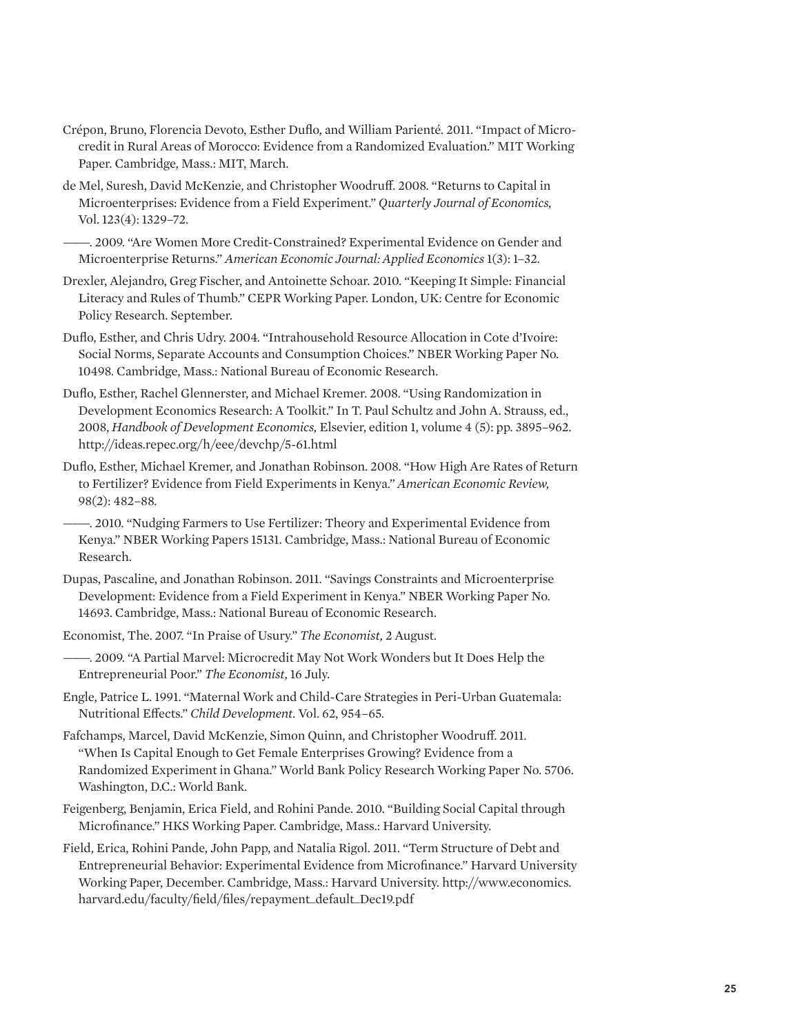Crépon, Bruno, Florencia Devoto, Esther Duflo, and William Parienté. 2011. "Impact of Microcredit in Rural Areas of Morocco: Evidence from a Randomized Evaluation." MIT Working Paper. Cambridge, Mass.: MIT, March.

de Mel, Suresh, David McKenzie, and Christopher Woodruff. 2008. "Returns to Capital in Microenterprises: Evidence from a Field Experiment." *Quarterly Journal of Economics,* Vol. 123(4): 1329–72.

——. 2009. "Are Women More Credit-Constrained? Experimental Evidence on Gender and Microenterprise Returns." *American Economic Journal: Applied Economics* 1(3): 1–32.

Drexler, Alejandro, Greg Fischer, and Antoinette Schoar. 2010. "Keeping It Simple: Financial Literacy and Rules of Thumb." CEPR Working Paper. London, UK: Centre for Economic Policy Research. September.

Duflo, Esther, and Chris Udry. 2004. "Intrahousehold Resource Allocation in Cote d'Ivoire: Social Norms, Separate Accounts and Consumption Choices." NBER Working Paper No. 10498. Cambridge, Mass.: National Bureau of Economic Research.

Duflo, Esther, Rachel Glennerster, and Michael Kremer. 2008. "Using Randomization in Development Economics Research: A Toolkit." In T. Paul Schultz and John A. Strauss, ed., 2008, *Handbook of Development Economics,* Elsevier, edition 1, volume 4 (5): pp. 3895–962. http://ideas.repec.org/h/eee/devchp/5-61.html

Duflo, Esther, Michael Kremer, and Jonathan Robinson. 2008. "How High Are Rates of Return to Fertilizer? Evidence from Field Experiments in Kenya." *American Economic Review,* 98(2): 482–88.

——. 2010. "Nudging Farmers to Use Fertilizer: Theory and Experimental Evidence from Kenya." NBER Working Papers 15131. Cambridge, Mass.: National Bureau of Economic Research.

Dupas, Pascaline, and Jonathan Robinson. 2011. "Savings Constraints and Microenterprise Development: Evidence from a Field Experiment in Kenya." NBER Working Paper No. 14693. Cambridge, Mass.: National Bureau of Economic Research.

Economist, The. 2007. "In Praise of Usury." *The Economist,* 2 August.

——. 2009. "A Partial Marvel: Microcredit May Not Work Wonders but It Does Help the Entrepreneurial Poor." *The Economist,* 16 July.

Engle, Patrice L. 1991. "Maternal Work and Child-Care Strategies in Peri-Urban Guatemala: Nutritional Effects." *Child Development.* Vol. 62, 954–65.

Fafchamps, Marcel, David McKenzie, Simon Quinn, and Christopher Woodruff. 2011. "When Is Capital Enough to Get Female Enterprises Growing? Evidence from a Randomized Experiment in Ghana." World Bank Policy Research Working Paper No. 5706. Washington, D.C.: World Bank.

Feigenberg, Benjamin, Erica Field, and Rohini Pande. 2010. "Building Social Capital through Microfinance." HKS Working Paper. Cambridge, Mass.: Harvard University.

Field, Erica, Rohini Pande, John Papp, and Natalia Rigol. 2011. "Term Structure of Debt and Entrepreneurial Behavior: Experimental Evidence from Microfinance." Harvard University Working Paper, December. Cambridge, Mass.: Harvard University. http://www.economics.harvard.edu/faculty/field/files/repayment_default_Dec19.pdf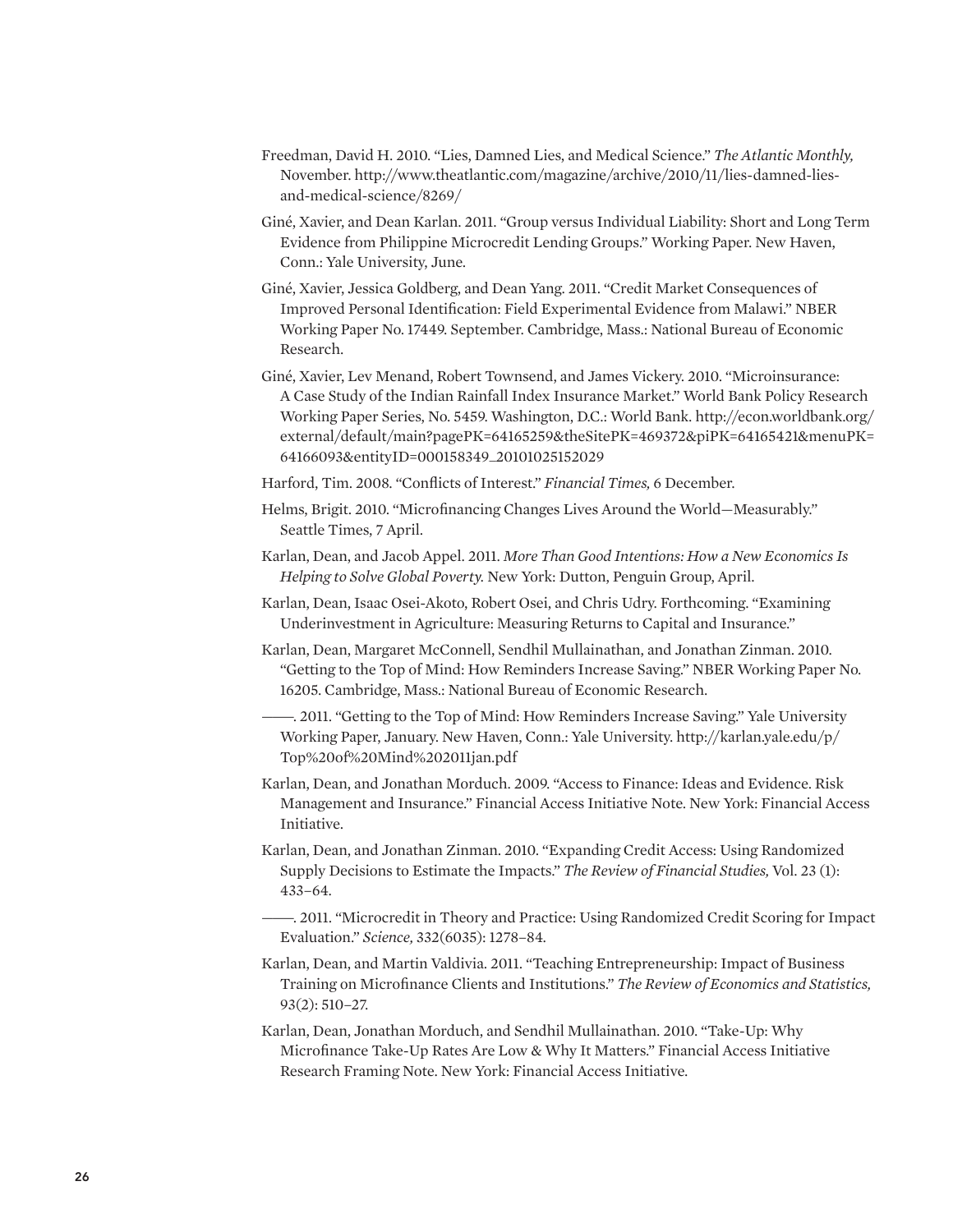Freedman, David H. 2010. "Lies, Damned Lies, and Medical Science." *The Atlantic Monthly,* November. http://www.theatlantic.com/magazine/archive/2010/11/lies-damned-lies-and-medical-science/8269/

Giné, Xavier, and Dean Karlan. 2011. "Group versus Individual Liability: Short and Long Term Evidence from Philippine Microcredit Lending Groups." Working Paper. New Haven, Conn.: Yale University, June.

Giné, Xavier, Jessica Goldberg, and Dean Yang. 2011. "Credit Market Consequences of Improved Personal Identification: Field Experimental Evidence from Malawi." NBER Working Paper No. 17449. September. Cambridge, Mass.: National Bureau of Economic Research.

Giné, Xavier, Lev Menand, Robert Townsend, and James Vickery. 2010. "Microinsurance: A Case Study of the Indian Rainfall Index Insurance Market." World Bank Policy Research Working Paper Series, No. 5459. Washington, D.C.: World Bank. http://econ.worldbank.org/external/default/main?pagePK=64165259&theSitePK=469372&piPK=64165421&menuPK=64166093&entityID=000158349_20101025152029

Harford, Tim. 2008. "Conflicts of Interest." *Financial Times,* 6 December.

Helms, Brigit. 2010. "Microfinancing Changes Lives Around the World—Measurably." Seattle Times, 7 April.

Karlan, Dean, and Jacob Appel. 2011. *More Than Good Intentions: How a New Economics Is Helping to Solve Global Poverty.* New York: Dutton, Penguin Group, April.

Karlan, Dean, Isaac Osei-Akoto, Robert Osei, and Chris Udry. Forthcoming. "Examining Underinvestment in Agriculture: Measuring Returns to Capital and Insurance."

Karlan, Dean, Margaret McConnell, Sendhil Mullainathan, and Jonathan Zinman. 2010. "Getting to the Top of Mind: How Reminders Increase Saving." NBER Working Paper No. 16205. Cambridge, Mass.: National Bureau of Economic Research.

———. 2011. "Getting to the Top of Mind: How Reminders Increase Saving." Yale University Working Paper, January. New Haven, Conn.: Yale University. http://karlan.yale.edu/p/Top%20of%20Mind%202011jan.pdf

Karlan, Dean, and Jonathan Morduch. 2009. "Access to Finance: Ideas and Evidence. Risk Management and Insurance." Financial Access Initiative Note. New York: Financial Access Initiative.

Karlan, Dean, and Jonathan Zinman. 2010. "Expanding Credit Access: Using Randomized Supply Decisions to Estimate the Impacts." *The Review of Financial Studies,* Vol. 23 (1): 433–64.

———. 2011. "Microcredit in Theory and Practice: Using Randomized Credit Scoring for Impact Evaluation." *Science,* 332(6035): 1278–84.

Karlan, Dean, and Martin Valdivia. 2011. "Teaching Entrepreneurship: Impact of Business Training on Microfinance Clients and Institutions." *The Review of Economics and Statistics,* 93(2): 510–27.

Karlan, Dean, Jonathan Morduch, and Sendhil Mullainathan. 2010. "Take-Up: Why Microfinance Take-Up Rates Are Low & Why It Matters." Financial Access Initiative Research Framing Note. New York: Financial Access Initiative.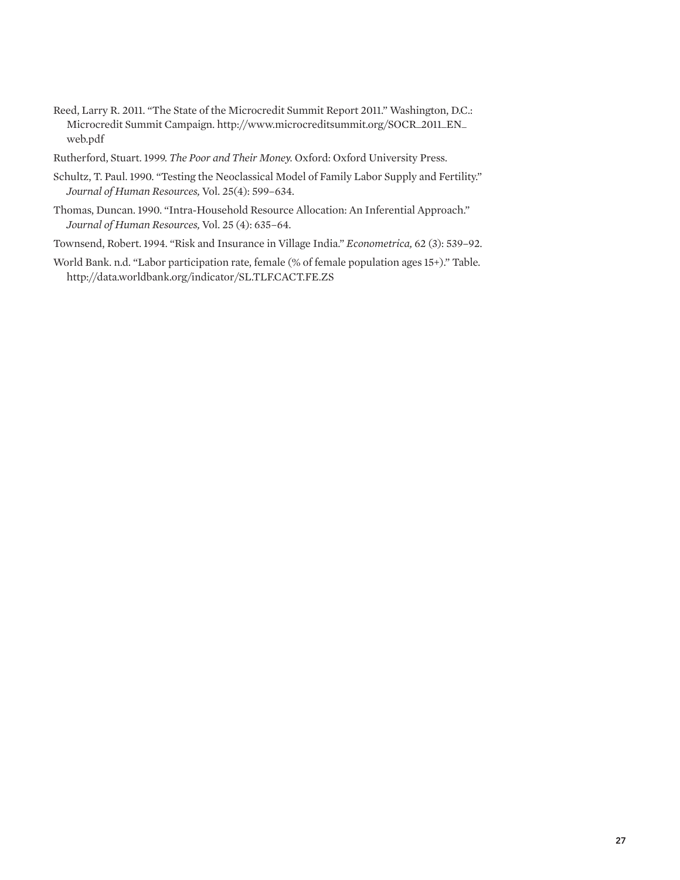Reed, Larry R. 2011. "The State of the Microcredit Summit Report 2011." Washington, D.C.: Microcredit Summit Campaign. http://www.microcreditsummit.org/SOCR_2011_EN_web.pdf

Rutherford, Stuart. 1999. *The Poor and Their Money.* Oxford: Oxford University Press.

Schultz, T. Paul. 1990. "Testing the Neoclassical Model of Family Labor Supply and Fertility." *Journal of Human Resources,* Vol. 25(4): 599–634.

Thomas, Duncan. 1990. "Intra-Household Resource Allocation: An Inferential Approach." *Journal of Human Resources,* Vol. 25 (4): 635–64.

Townsend, Robert. 1994. "Risk and Insurance in Village India." *Econometrica,* 62 (3): 539–92.

World Bank. n.d. "Labor participation rate, female (% of female population ages 15+)." Table. http://data.worldbank.org/indicator/SL.TLF.CACT.FE.ZS